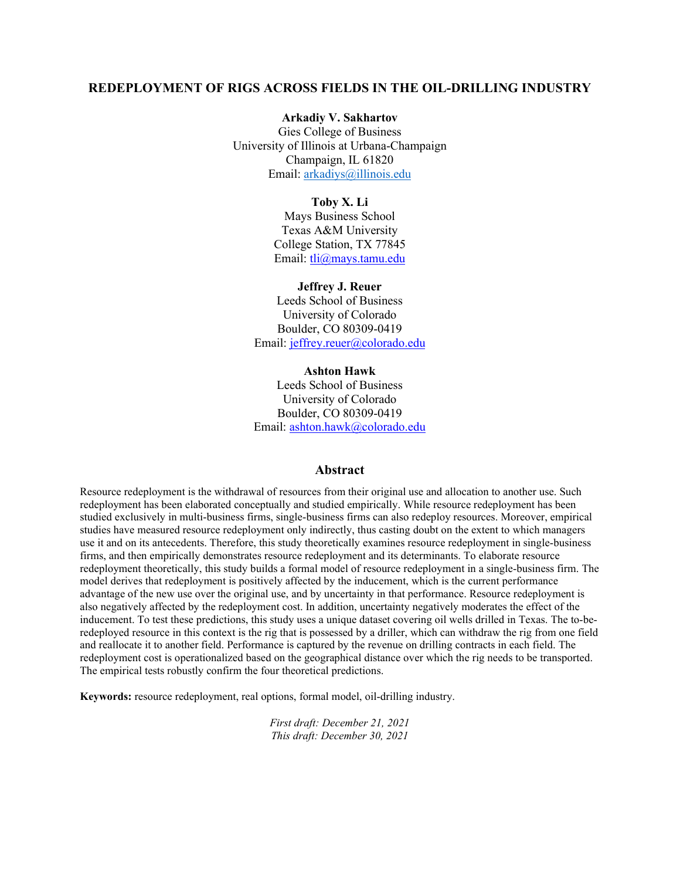# REDEPLOYMENT OF RIGS ACROSS FIELDS IN THE OIL-DRILLING INDUSTRY

**Arkadiy V. Sakhartov**
Gies College of Business
University of Illinois at Urbana-Champaign
Champaign, IL 61820
Email: arkadiys@illinois.edu

**Toby X. Li**
Mays Business School
Texas A&M University
College Station, TX 77845
Email: tli@mays.tamu.edu

**Jeffrey J. Reuer**
Leeds School of Business
University of Colorado
Boulder, CO 80309-0419
Email: jeffrey.reuer@colorado.edu

**Ashton Hawk**
Leeds School of Business
University of Colorado
Boulder, CO 80309-0419
Email: ashton.hawk@colorado.edu

## Abstract

Resource redeployment is the withdrawal of resources from their original use and allocation to another use. Such redeployment has been elaborated conceptually and studied empirically. While resource redeployment has been studied exclusively in multi-business firms, single-business firms can also redeploy resources. Moreover, empirical studies have measured resource redeployment only indirectly, thus casting doubt on the extent to which managers use it and on its antecedents. Therefore, this study theoretically examines resource redeployment in single-business firms, and then empirically demonstrates resource redeployment and its determinants. To elaborate resource redeployment theoretically, this study builds a formal model of resource redeployment in a single-business firm. The model derives that redeployment is positively affected by the inducement, which is the current performance advantage of the new use over the original use, and by uncertainty in that performance. Resource redeployment is also negatively affected by the redeployment cost. In addition, uncertainty negatively moderates the effect of the inducement. To test these predictions, this study uses a unique dataset covering oil wells drilled in Texas. The to-be-redeployed resource in this context is the rig that is possessed by a driller, which can withdraw the rig from one field and reallocate it to another field. Performance is captured by the revenue on drilling contracts in each field. The redeployment cost is operationalized based on the geographical distance over which the rig needs to be transported. The empirical tests robustly confirm the four theoretical predictions.

**Keywords:** resource redeployment, real options, formal model, oil-drilling industry.

*First draft: December 21, 2021*
*This draft: December 30, 2021*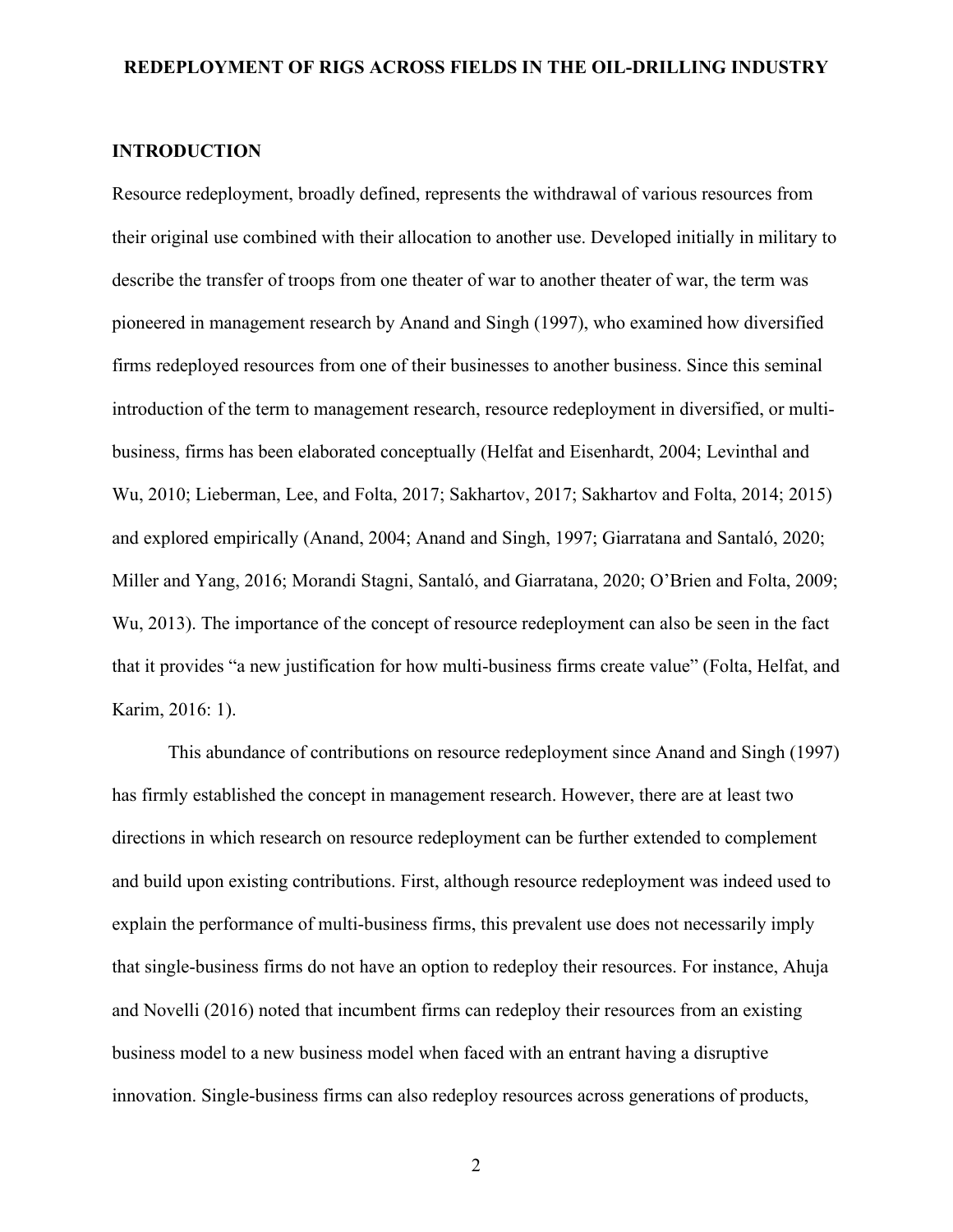# REDEPLOYMENT OF RIGS ACROSS FIELDS IN THE OIL-DRILLING INDUSTRY

## INTRODUCTION

Resource redeployment, broadly defined, represents the withdrawal of various resources from their original use combined with their allocation to another use. Developed initially in military to describe the transfer of troops from one theater of war to another theater of war, the term was pioneered in management research by Anand and Singh (1997), who examined how diversified firms redeployed resources from one of their businesses to another business. Since this seminal introduction of the term to management research, resource redeployment in diversified, or multi-business, firms has been elaborated conceptually (Helfat and Eisenhardt, 2004; Levinthal and Wu, 2010; Lieberman, Lee, and Folta, 2017; Sakhartov, 2017; Sakhartov and Folta, 2014; 2015) and explored empirically (Anand, 2004; Anand and Singh, 1997; Giarratana and Santaló, 2020; Miller and Yang, 2016; Morandi Stagni, Santaló, and Giarratana, 2020; O'Brien and Folta, 2009; Wu, 2013). The importance of the concept of resource redeployment can also be seen in the fact that it provides "a new justification for how multi-business firms create value" (Folta, Helfat, and Karim, 2016: 1).

This abundance of contributions on resource redeployment since Anand and Singh (1997) has firmly established the concept in management research. However, there are at least two directions in which research on resource redeployment can be further extended to complement and build upon existing contributions. First, although resource redeployment was indeed used to explain the performance of multi-business firms, this prevalent use does not necessarily imply that single-business firms do not have an option to redeploy their resources. For instance, Ahuja and Novelli (2016) noted that incumbent firms can redeploy their resources from an existing business model to a new business model when faced with an entrant having a disruptive innovation. Single-business firms can also redeploy resources across generations of products,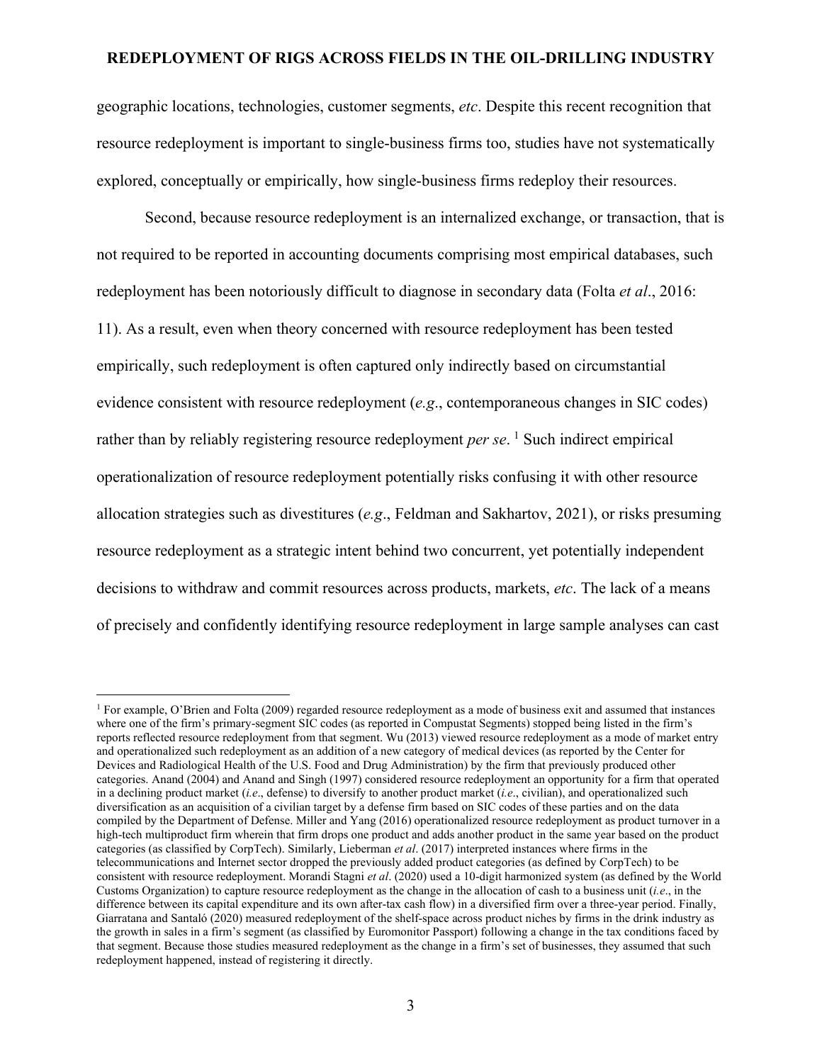geographic locations, technologies, customer segments, *etc*. Despite this recent recognition that resource redeployment is important to single-business firms too, studies have not systematically explored, conceptually or empirically, how single-business firms redeploy their resources.

Second, because resource redeployment is an internalized exchange, or transaction, that is not required to be reported in accounting documents comprising most empirical databases, such redeployment has been notoriously difficult to diagnose in secondary data (Folta *et al*., 2016: 11). As a result, even when theory concerned with resource redeployment has been tested empirically, such redeployment is often captured only indirectly based on circumstantial evidence consistent with resource redeployment (*e.g*., contemporaneous changes in SIC codes) rather than by reliably registering resource redeployment *per se*. [1] Such indirect empirical operationalization of resource redeployment potentially risks confusing it with other resource allocation strategies such as divestitures (*e.g*., Feldman and Sakhartov, 2021), or risks presuming resource redeployment as a strategic intent behind two concurrent, yet potentially independent decisions to withdraw and commit resources across products, markets, *etc*. The lack of a means of precisely and confidently identifying resource redeployment in large sample analyses can cast

---

[1] For example, O'Brien and Folta (2009) regarded resource redeployment as a mode of business exit and assumed that instances where one of the firm's primary-segment SIC codes (as reported in Compustat Segments) stopped being listed in the firm's reports reflected resource redeployment from that segment. Wu (2013) viewed resource redeployment as a mode of market entry and operationalized such redeployment as an addition of a new category of medical devices (as reported by the Center for Devices and Radiological Health of the U.S. Food and Drug Administration) by the firm that previously produced other categories. Anand (2004) and Anand and Singh (1997) considered resource redeployment an opportunity for a firm that operated in a declining product market (*i.e*., defense) to diversify to another product market (*i.e*., civilian), and operationalized such diversification as an acquisition of a civilian target by a defense firm based on SIC codes of these parties and on the data compiled by the Department of Defense. Miller and Yang (2016) operationalized resource redeployment as product turnover in a high-tech multiproduct firm wherein that firm drops one product and adds another product in the same year based on the product categories (as classified by CorpTech). Similarly, Lieberman *et al*. (2017) interpreted instances where firms in the telecommunications and Internet sector dropped the previously added product categories (as defined by CorpTech) to be consistent with resource redeployment. Morandi Stagni *et al*. (2020) used a 10-digit harmonized system (as defined by the World Customs Organization) to capture resource redeployment as the change in the allocation of cash to a business unit (*i.e*., in the difference between its capital expenditure and its own after-tax cash flow) in a diversified firm over a three-year period. Finally, Giarratana and Santaló (2020) measured redeployment of the shelf-space across product niches by firms in the drink industry as the growth in sales in a firm's segment (as classified by Euromonitor Passport) following a change in the tax conditions faced by that segment. Because those studies measured redeployment as the change in a firm's set of businesses, they assumed that such redeployment happened, instead of registering it directly.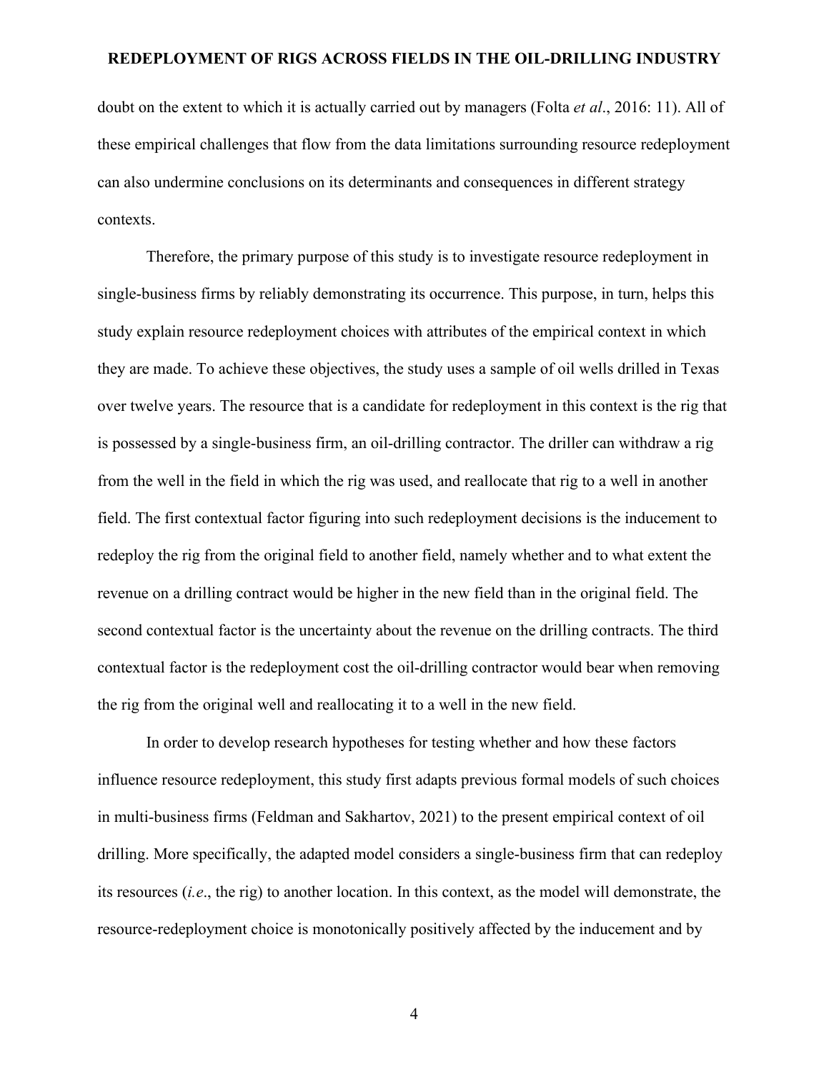doubt on the extent to which it is actually carried out by managers (Folta *et al*., 2016: 11). All of these empirical challenges that flow from the data limitations surrounding resource redeployment can also undermine conclusions on its determinants and consequences in different strategy contexts.

Therefore, the primary purpose of this study is to investigate resource redeployment in single-business firms by reliably demonstrating its occurrence. This purpose, in turn, helps this study explain resource redeployment choices with attributes of the empirical context in which they are made. To achieve these objectives, the study uses a sample of oil wells drilled in Texas over twelve years. The resource that is a candidate for redeployment in this context is the rig that is possessed by a single-business firm, an oil-drilling contractor. The driller can withdraw a rig from the well in the field in which the rig was used, and reallocate that rig to a well in another field. The first contextual factor figuring into such redeployment decisions is the inducement to redeploy the rig from the original field to another field, namely whether and to what extent the revenue on a drilling contract would be higher in the new field than in the original field. The second contextual factor is the uncertainty about the revenue on the drilling contracts. The third contextual factor is the redeployment cost the oil-drilling contractor would bear when removing the rig from the original well and reallocating it to a well in the new field.

In order to develop research hypotheses for testing whether and how these factors influence resource redeployment, this study first adapts previous formal models of such choices in multi-business firms (Feldman and Sakhartov, 2021) to the present empirical context of oil drilling. More specifically, the adapted model considers a single-business firm that can redeploy its resources (*i.e*., the rig) to another location. In this context, as the model will demonstrate, the resource-redeployment choice is monotonically positively affected by the inducement and by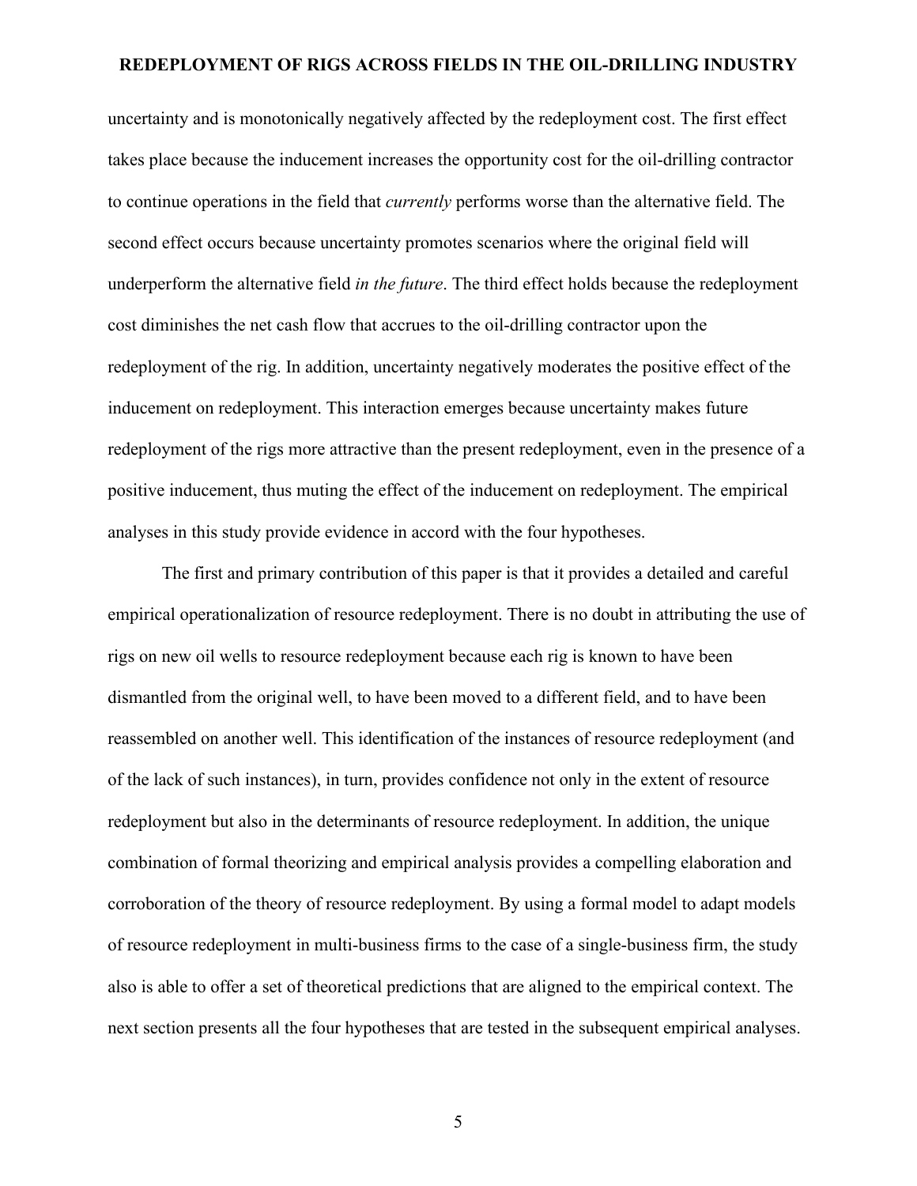uncertainty and is monotonically negatively affected by the redeployment cost. The first effect takes place because the inducement increases the opportunity cost for the oil-drilling contractor to continue operations in the field that *currently* performs worse than the alternative field. The second effect occurs because uncertainty promotes scenarios where the original field will underperform the alternative field *in the future*. The third effect holds because the redeployment cost diminishes the net cash flow that accrues to the oil-drilling contractor upon the redeployment of the rig. In addition, uncertainty negatively moderates the positive effect of the inducement on redeployment. This interaction emerges because uncertainty makes future redeployment of the rigs more attractive than the present redeployment, even in the presence of a positive inducement, thus muting the effect of the inducement on redeployment. The empirical analyses in this study provide evidence in accord with the four hypotheses.

The first and primary contribution of this paper is that it provides a detailed and careful empirical operationalization of resource redeployment. There is no doubt in attributing the use of rigs on new oil wells to resource redeployment because each rig is known to have been dismantled from the original well, to have been moved to a different field, and to have been reassembled on another well. This identification of the instances of resource redeployment (and of the lack of such instances), in turn, provides confidence not only in the extent of resource redeployment but also in the determinants of resource redeployment. In addition, the unique combination of formal theorizing and empirical analysis provides a compelling elaboration and corroboration of the theory of resource redeployment. By using a formal model to adapt models of resource redeployment in multi-business firms to the case of a single-business firm, the study also is able to offer a set of theoretical predictions that are aligned to the empirical context. The next section presents all the four hypotheses that are tested in the subsequent empirical analyses.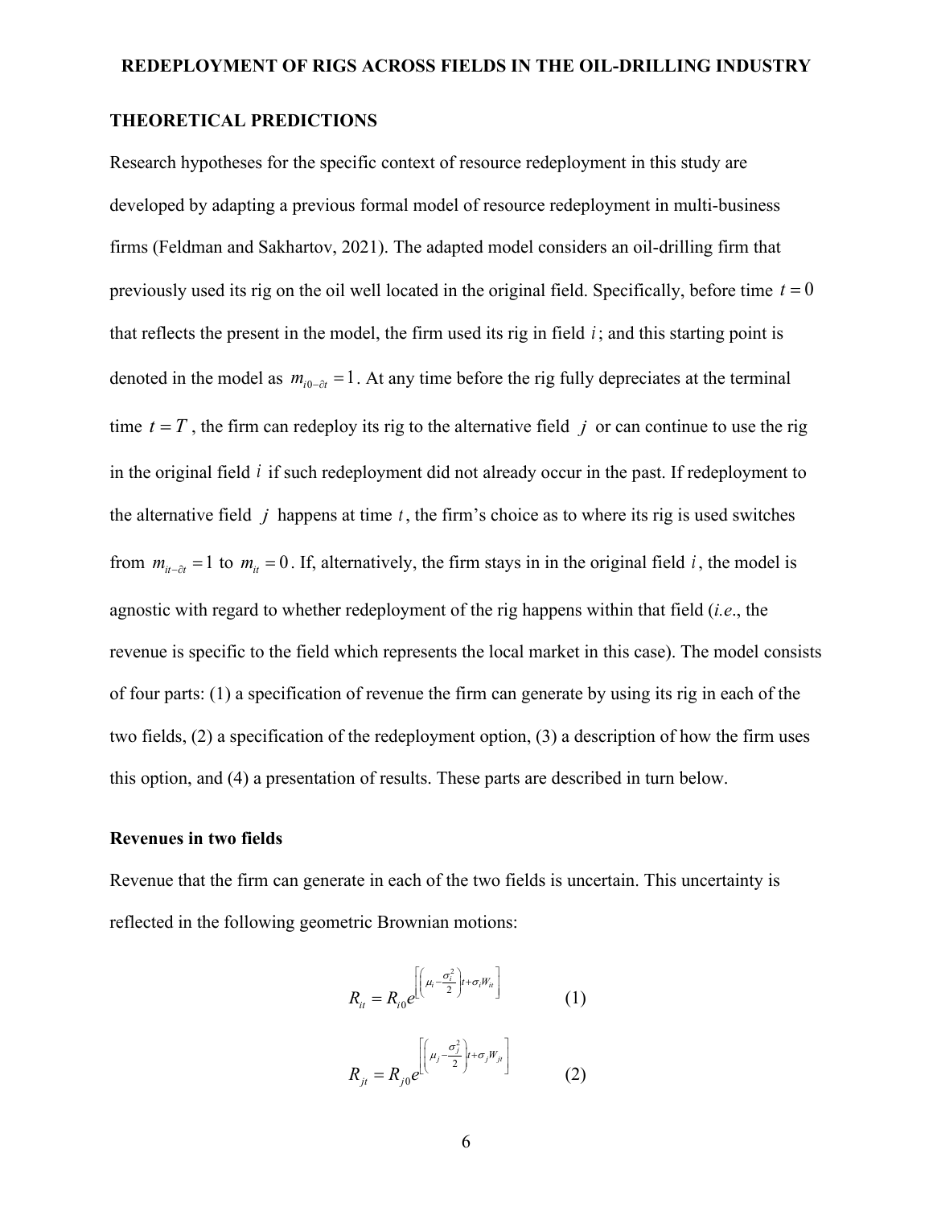## THEORETICAL PREDICTIONS

Research hypotheses for the specific context of resource redeployment in this study are developed by adapting a previous formal model of resource redeployment in multi-business firms (Feldman and Sakhartov, 2021). The adapted model considers an oil-drilling firm that previously used its rig on the oil well located in the original field. Specifically, before time $t = 0$ that reflects the present in the model, the firm used its rig in field $i$; and this starting point is denoted in the model as $m_{i0-\partial t} = 1$. At any time before the rig fully depreciates at the terminal time $t = T$, the firm can redeploy its rig to the alternative field $j$ or can continue to use the rig in the original field $i$ if such redeployment did not already occur in the past. If redeployment to the alternative field $j$ happens at time $t$, the firm's choice as to where its rig is used switches from $m_{it-\partial t} = 1$ to $m_{it} = 0$. If, alternatively, the firm stays in in the original field $i$, the model is agnostic with regard to whether redeployment of the rig happens within that field (*i.e.*, the revenue is specific to the field which represents the local market in this case). The model consists of four parts: (1) a specification of revenue the firm can generate by using its rig in each of the two fields, (2) a specification of the redeployment option, (3) a description of how the firm uses this option, and (4) a presentation of results. These parts are described in turn below.

### Revenues in two fields

Revenue that the firm can generate in each of the two fields is uncertain. This uncertainty is reflected in the following geometric Brownian motions:

$$R_{it} = R_{i0} e^{\left[\left(\mu_i - \frac{\sigma_i^2}{2}\right)t + \sigma_i W_{it}\right]} \qquad (1)$$

$$R_{jt} = R_{j0} e^{\left[\left(\mu_j - \frac{\sigma_j^2}{2}\right)t + \sigma_j W_{jt}\right]} \qquad (2)$$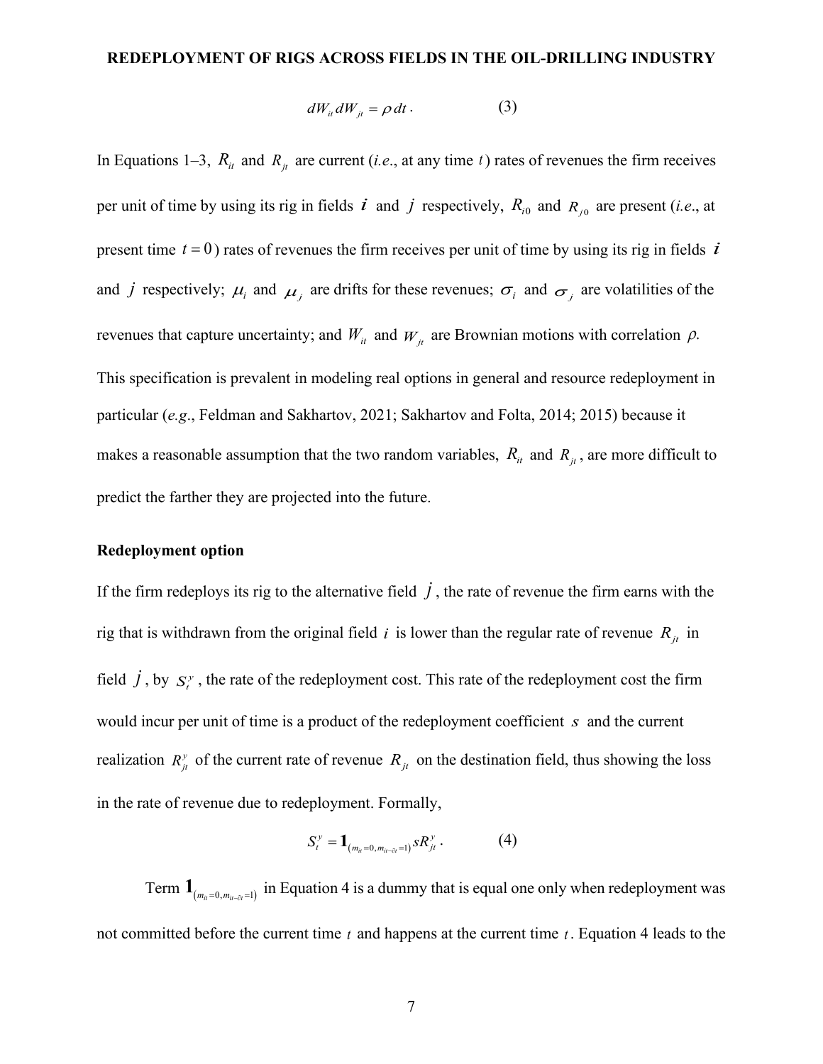$$dW_{it} dW_{jt} = \rho \, dt \,. \qquad (3)$$

In Equations 1–3, $R_{it}$ and $R_{jt}$ are current (*i.e.*, at any time $t$) rates of revenues the firm receives per unit of time by using its rig in fields $i$ and $j$ respectively, $R_{i0}$ and $R_{j0}$ are present (*i.e.*, at present time $t = 0$) rates of revenues the firm receives per unit of time by using its rig in fields $i$ and $j$ respectively; $\mu_i$ and $\mu_j$ are drifts for these revenues; $\sigma_i$ and $\sigma_j$ are volatilities of the revenues that capture uncertainty; and $W_{it}$ and $W_{jt}$ are Brownian motions with correlation $\rho$. This specification is prevalent in modeling real options in general and resource redeployment in particular (*e.g.*, Feldman and Sakhartov, 2021; Sakhartov and Folta, 2014; 2015) because it makes a reasonable assumption that the two random variables, $R_{it}$ and $R_{jt}$, are more difficult to predict the farther they are projected into the future.

### Redeployment option

If the firm redeploys its rig to the alternative field $j$, the rate of revenue the firm earns with the rig that is withdrawn from the original field $i$ is lower than the regular rate of revenue $R_{jt}$ in field $j$, by $S_t^y$, the rate of the redeployment cost. This rate of the redeployment cost the firm would incur per unit of time is a product of the redeployment coefficient $s$ and the current realization $R_{jt}^y$ of the current rate of revenue $R_{jt}$ on the destination field, thus showing the loss in the rate of revenue due to redeployment. Formally,

$$S_t^y = \mathbf{1}_{(m_{it}=0, m_{it-\partial t}=1)} s R_{jt}^y \,. \qquad (4)$$

Term $\mathbf{1}_{(m_{it}=0, m_{it-\partial t}=1)}$ in Equation 4 is a dummy that is equal one only when redeployment was not committed before the current time $t$ and happens at the current time $t$. Equation 4 leads to the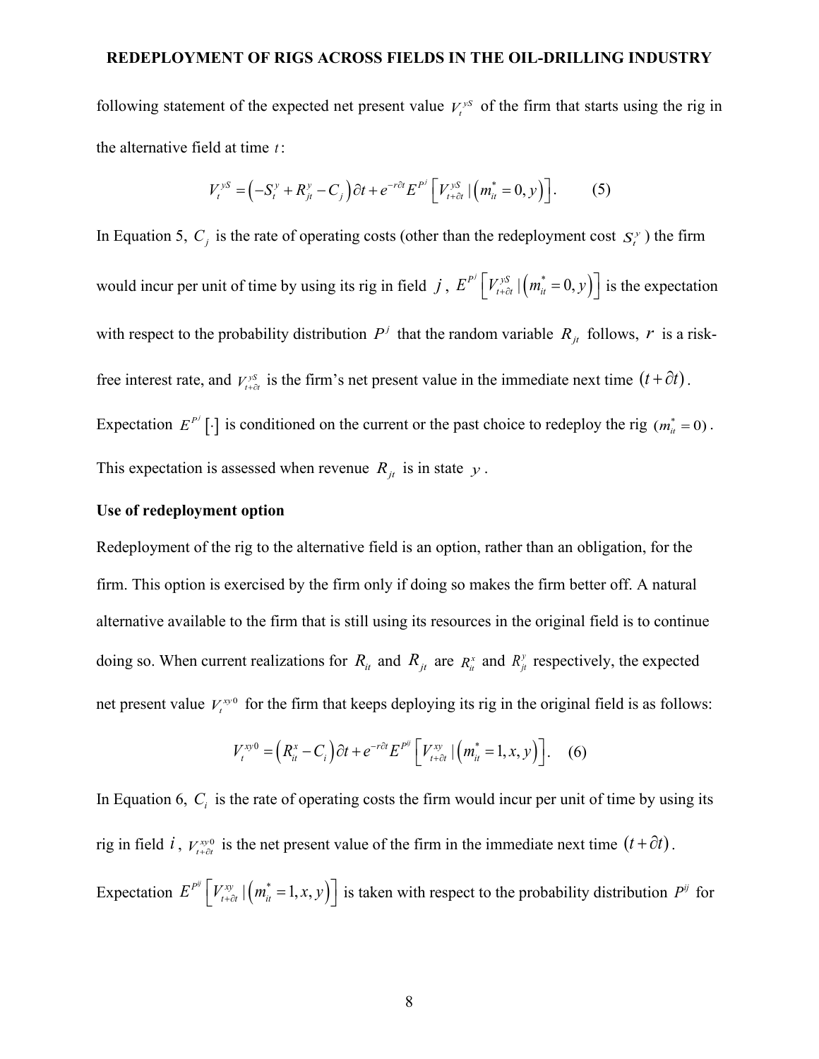following statement of the expected net present value $V_t^{yS}$ of the firm that starts using the rig in the alternative field at time $t$:

$$V_t^{yS} = \left(-S_t^y + R_{jt}^y - C_j\right)\partial t + e^{-r\partial t} E^{P^j}\left[V_{t+\partial t}^{yS} \mid \left(m_{it}^* = 0, y\right)\right]. \qquad (5)$$

In Equation 5, $C_j$ is the rate of operating costs (other than the redeployment cost $S_t^y$) the firm would incur per unit of time by using its rig in field $j$, $E^{P^j}\left[V_{t+\partial t}^{yS} \mid \left(m_{it}^* = 0, y\right)\right]$ is the expectation with respect to the probability distribution $P^j$ that the random variable $R_{jt}$ follows, $r$ is a risk-free interest rate, and $V_{t+\partial t}^{yS}$ is the firm's net present value in the immediate next time $(t+\partial t)$. Expectation $E^{P^j}[\cdot]$ is conditioned on the current or the past choice to redeploy the rig $(m_{it}^* = 0)$. This expectation is assessed when revenue $R_{jt}$ is in state $y$.

**Use of redeployment option**

Redeployment of the rig to the alternative field is an option, rather than an obligation, for the firm. This option is exercised by the firm only if doing so makes the firm better off. A natural alternative available to the firm that is still using its resources in the original field is to continue doing so. When current realizations for $R_{it}$ and $R_{jt}$ are $R_{it}^x$ and $R_{jt}^y$ respectively, the expected net present value $V_t^{xy0}$ for the firm that keeps deploying its rig in the original field is as follows:

$$V_t^{xy0} = \left(R_{it}^x - C_i\right)\partial t + e^{-r\partial t} E^{P^{ij}}\left[V_{t+\partial t}^{xy} \mid \left(m_{it}^* = 1, x, y\right)\right]. \qquad (6)$$

In Equation 6, $C_i$ is the rate of operating costs the firm would incur per unit of time by using its rig in field $i$, $V_{t+\partial t}^{xy0}$ is the net present value of the firm in the immediate next time $(t+\partial t)$. Expectation $E^{P^{ij}}\left[V_{t+\partial t}^{xy} \mid \left(m_{it}^* = 1, x, y\right)\right]$ is taken with respect to the probability distribution $P^{ij}$ for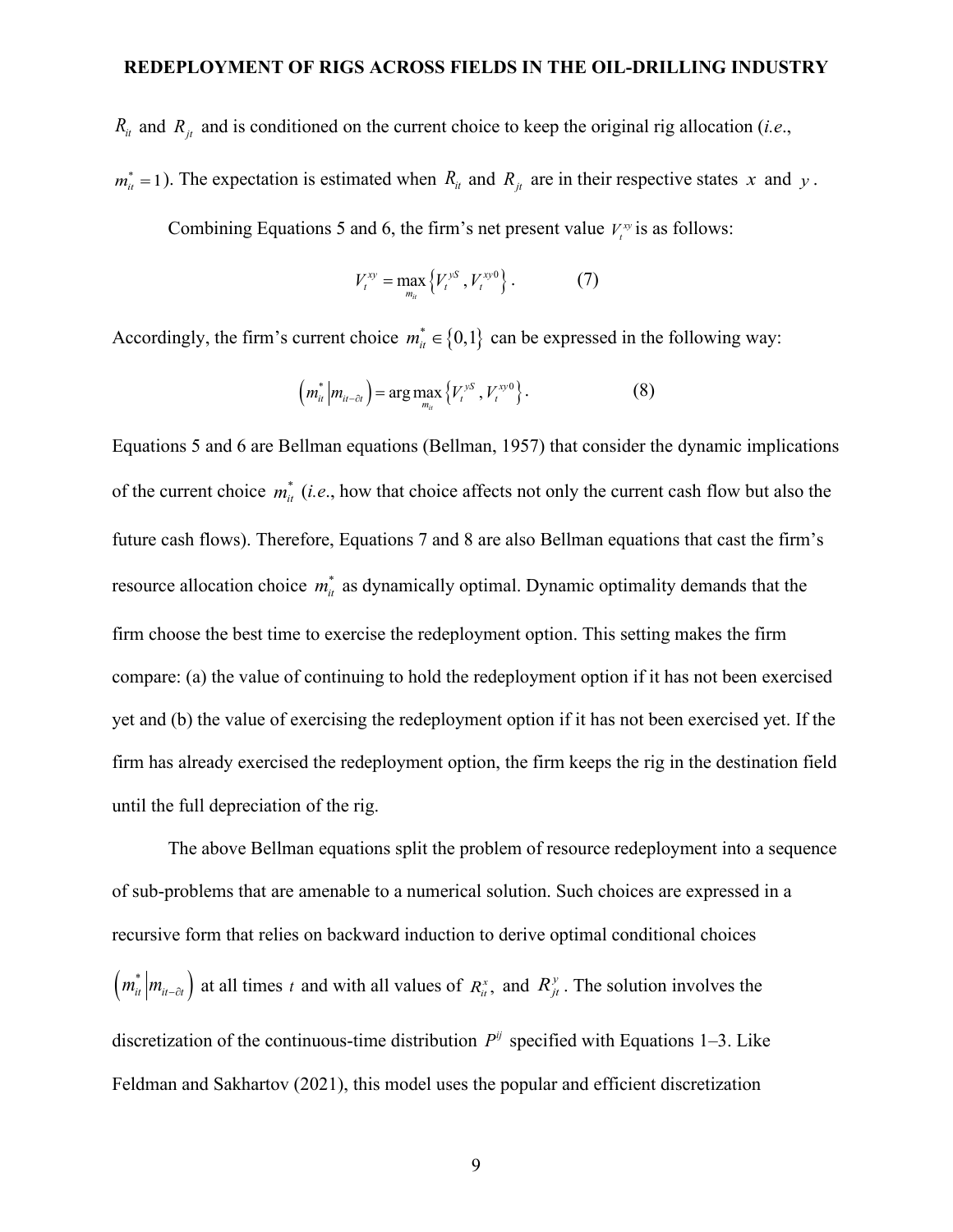$R_{it}$ and $R_{jt}$ and is conditioned on the current choice to keep the original rig allocation (*i.e.*, $m_{it}^{*}=1$). The expectation is estimated when $R_{it}$ and $R_{jt}$ are in their respective states $x$ and $y$.

Combining Equations 5 and 6, the firm's net present value $V_{t}^{xy}$ is as follows:

$$V_{t}^{xy}=\max_{m_{it}}\left\{V_{t}^{yS},V_{t}^{xy0}\right\}. \tag{7}$$

Accordingly, the firm's current choice $m_{it}^{*}\in\{0,1\}$ can be expressed in the following way:

$$\left(m_{it}^{*}\middle|m_{it-\partial t}\right)=\arg\max_{m_{it}}\left\{V_{t}^{yS},V_{t}^{xy0}\right\}. \tag{8}$$

Equations 5 and 6 are Bellman equations (Bellman, 1957) that consider the dynamic implications of the current choice $m_{it}^{*}$ (*i.e.*, how that choice affects not only the current cash flow but also the future cash flows). Therefore, Equations 7 and 8 are also Bellman equations that cast the firm's resource allocation choice $m_{it}^{*}$ as dynamically optimal. Dynamic optimality demands that the firm choose the best time to exercise the redeployment option. This setting makes the firm compare: (a) the value of continuing to hold the redeployment option if it has not been exercised yet and (b) the value of exercising the redeployment option if it has not been exercised yet. If the firm has already exercised the redeployment option, the firm keeps the rig in the destination field until the full depreciation of the rig.

The above Bellman equations split the problem of resource redeployment into a sequence of sub-problems that are amenable to a numerical solution. Such choices are expressed in a recursive form that relies on backward induction to derive optimal conditional choices $\left(m_{it}^{*}\middle|m_{it-\partial t}\right)$ at all times $t$ and with all values of $R_{it}^{x}$, and $R_{jt}^{y}$. The solution involves the discretization of the continuous-time distribution $P^{ij}$ specified with Equations 1–3. Like Feldman and Sakhartov (2021), this model uses the popular and efficient discretization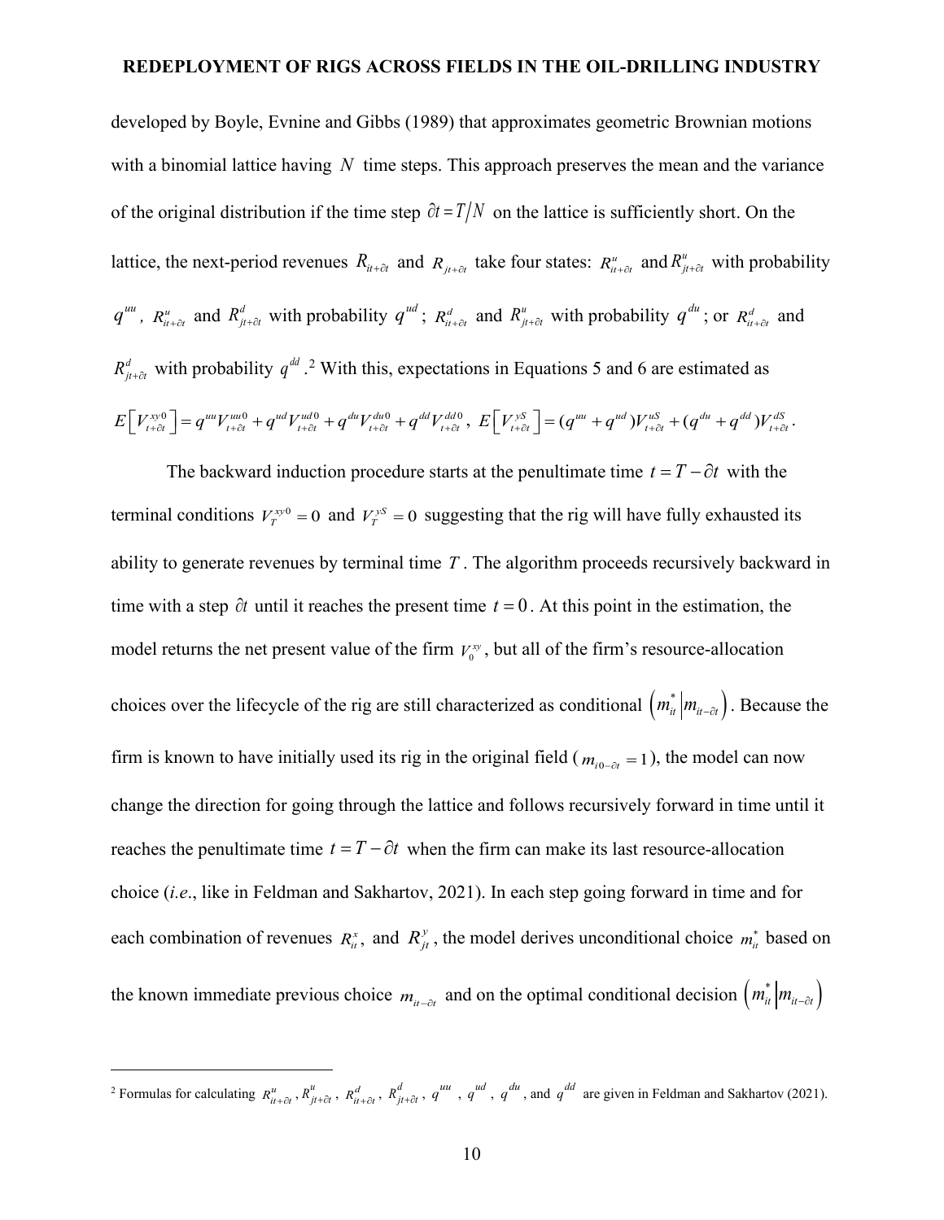developed by Boyle, Evnine and Gibbs (1989) that approximates geometric Brownian motions with a binomial lattice having $N$ time steps. This approach preserves the mean and the variance of the original distribution if the time step $\partial t = T/N$ on the lattice is sufficiently short. On the lattice, the next-period revenues $R_{it+\partial t}$ and $R_{jt+\partial t}$ take four states: $R^{u}_{it+\partial t}$ and $R^{u}_{jt+\partial t}$ with probability $q^{uu}$, $R^{u}_{it+\partial t}$ and $R^{d}_{jt+\partial t}$ with probability $q^{ud}$; $R^{d}_{it+\partial t}$ and $R^{u}_{jt+\partial t}$ with probability $q^{du}$; or $R^{d}_{it+\partial t}$ and $R^{d}_{jt+\partial t}$ with probability $q^{dd}$.[2] With this, expectations in Equations 5 and 6 are estimated as

$$E\left[V^{xy0}_{t+\partial t}\right] = q^{uu}V^{uu0}_{t+\partial t} + q^{ud}V^{ud0}_{t+\partial t} + q^{du}V^{du0}_{t+\partial t} + q^{dd}V^{dd0}_{t+\partial t}, \; E\left[V^{yS}_{t+\partial t}\right] = (q^{uu} + q^{ud})V^{uS}_{t+\partial t} + (q^{du} + q^{dd})V^{dS}_{t+\partial t}.$$

The backward induction procedure starts at the penultimate time $t = T - \partial t$ with the terminal conditions $V^{xy0}_{T} = 0$ and $V^{yS}_{T} = 0$ suggesting that the rig will have fully exhausted its ability to generate revenues by terminal time $T$. The algorithm proceeds recursively backward in time with a step $\partial t$ until it reaches the present time $t = 0$. At this point in the estimation, the model returns the net present value of the firm $V^{xy}_{0}$, but all of the firm's resource-allocation choices over the lifecycle of the rig are still characterized as conditional $\left(m^{*}_{it} \middle| m_{it-\partial t}\right)$. Because the firm is known to have initially used its rig in the original field ($m_{i0-\partial t} = 1$), the model can now change the direction for going through the lattice and follows recursively forward in time until it reaches the penultimate time $t = T - \partial t$ when the firm can make its last resource-allocation choice (*i.e.*, like in Feldman and Sakhartov, 2021). In each step going forward in time and for each combination of revenues $R^{x}_{it}$, and $R^{y}_{jt}$, the model derives unconditional choice $m^{*}_{it}$ based on the known immediate previous choice $m_{it-\partial t}$ and on the optimal conditional decision $\left(m^{*}_{it} \middle| m_{it-\partial t}\right)$

---

[2] Formulas for calculating $R^{u}_{it+\partial t}$, $R^{u}_{jt+\partial t}$, $R^{d}_{it+\partial t}$, $R^{d}_{jt+\partial t}$, $q^{uu}$, $q^{ud}$, $q^{du}$, and $q^{dd}$ are given in Feldman and Sakhartov (2021).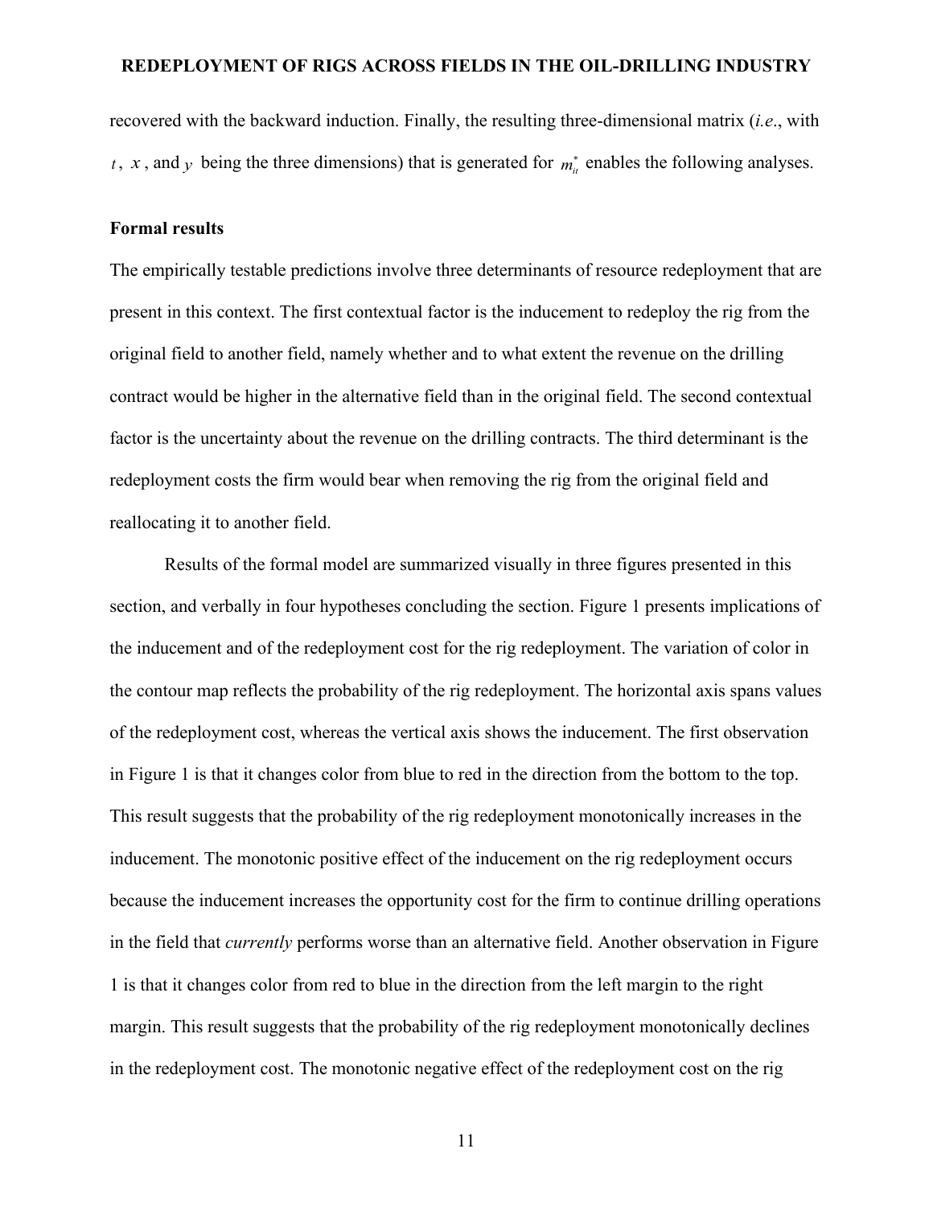recovered with the backward induction. Finally, the resulting three-dimensional matrix (*i.e*., with $t$, $x$, and $y$ being the three dimensions) that is generated for $m_{it}^{*}$ enables the following analyses.

### Formal results

The empirically testable predictions involve three determinants of resource redeployment that are present in this context. The first contextual factor is the inducement to redeploy the rig from the original field to another field, namely whether and to what extent the revenue on the drilling contract would be higher in the alternative field than in the original field. The second contextual factor is the uncertainty about the revenue on the drilling contracts. The third determinant is the redeployment costs the firm would bear when removing the rig from the original field and reallocating it to another field.

Results of the formal model are summarized visually in three figures presented in this section, and verbally in four hypotheses concluding the section. Figure 1 presents implications of the inducement and of the redeployment cost for the rig redeployment. The variation of color in the contour map reflects the probability of the rig redeployment. The horizontal axis spans values of the redeployment cost, whereas the vertical axis shows the inducement. The first observation in Figure 1 is that it changes color from blue to red in the direction from the bottom to the top. This result suggests that the probability of the rig redeployment monotonically increases in the inducement. The monotonic positive effect of the inducement on the rig redeployment occurs because the inducement increases the opportunity cost for the firm to continue drilling operations in the field that *currently* performs worse than an alternative field. Another observation in Figure 1 is that it changes color from red to blue in the direction from the left margin to the right margin. This result suggests that the probability of the rig redeployment monotonically declines in the redeployment cost. The monotonic negative effect of the redeployment cost on the rig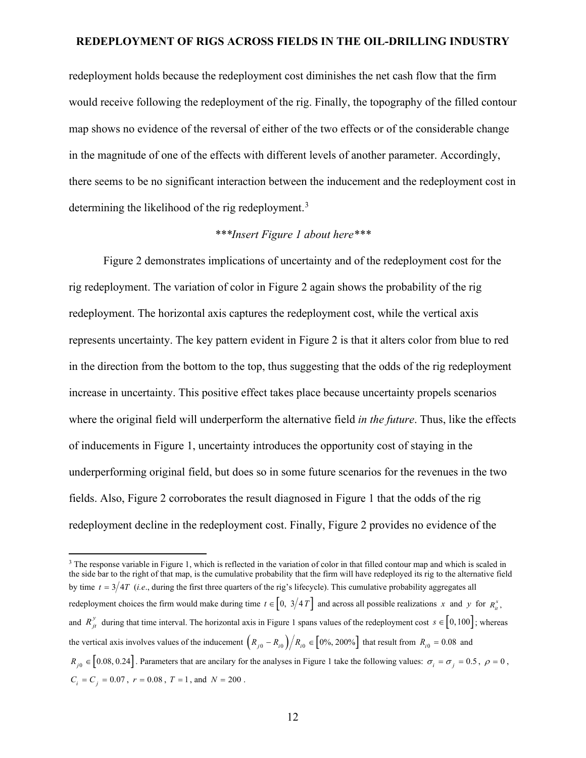redeployment holds because the redeployment cost diminishes the net cash flow that the firm would receive following the redeployment of the rig. Finally, the topography of the filled contour map shows no evidence of the reversal of either of the two effects or of the considerable change in the magnitude of one of the effects with different levels of another parameter. Accordingly, there seems to be no significant interaction between the inducement and the redeployment cost in determining the likelihood of the rig redeployment.[3]

*\*\*\*Insert Figure 1 about here\*\*\**

Figure 2 demonstrates implications of uncertainty and of the redeployment cost for the rig redeployment. The variation of color in Figure 2 again shows the probability of the rig redeployment. The horizontal axis captures the redeployment cost, while the vertical axis represents uncertainty. The key pattern evident in Figure 2 is that it alters color from blue to red in the direction from the bottom to the top, thus suggesting that the odds of the rig redeployment increase in uncertainty. This positive effect takes place because uncertainty propels scenarios where the original field will underperform the alternative field *in the future*. Thus, like the effects of inducements in Figure 1, uncertainty introduces the opportunity cost of staying in the underperforming original field, but does so in some future scenarios for the revenues in the two fields. Also, Figure 2 corroborates the result diagnosed in Figure 1 that the odds of the rig redeployment decline in the redeployment cost. Finally, Figure 2 provides no evidence of the

---

[3] The response variable in Figure 1, which is reflected in the variation of color in that filled contour map and which is scaled in the side bar to the right of that map, is the cumulative probability that the firm will have redeployed its rig to the alternative field by time $t = 3/4T$ (*i.e.*, during the first three quarters of the rig's lifecycle). This cumulative probability aggregates all redeployment choices the firm would make during time $t \in \left[0,\ 3/4T\right]$ and across all possible realizations $x$ and $y$ for $R_{it}^{x}$, and $R_{jt}^{y}$ during that time interval. The horizontal axis in Figure 1 spans values of the redeployment cost $s \in \left[0, 100\right]$; whereas the vertical axis involves values of the inducement $\left(R_{j0} - R_{i0}\right)/R_{i0} \in \left[0\%, 200\%\right]$ that result from $R_{i0} = 0.08$ and $R_{j0} \in \left[0.08, 0.24\right]$. Parameters that are ancilary for the analyses in Figure 1 take the following values: $\sigma_i = \sigma_j = 0.5$, $\rho = 0$, $C_i = C_j = 0.07$, $r = 0.08$, $T = 1$, and $N = 200$.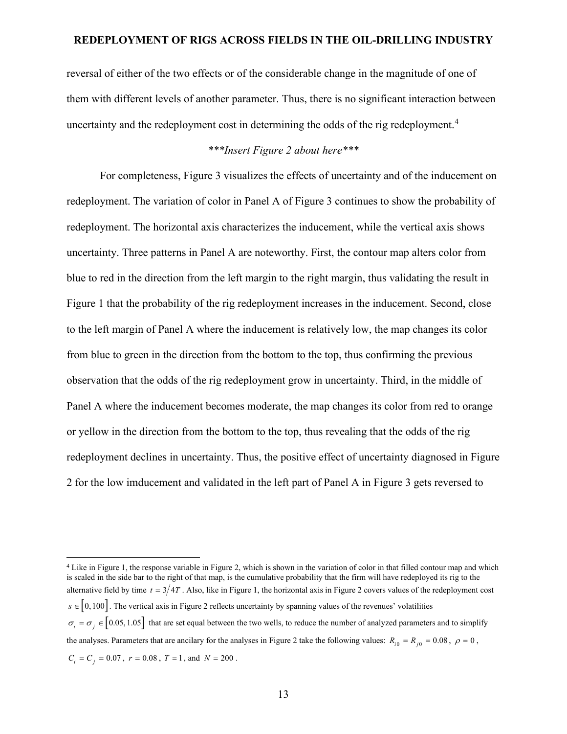reversal of either of the two effects or of the considerable change in the magnitude of one of them with different levels of another parameter. Thus, there is no significant interaction between uncertainty and the redeployment cost in determining the odds of the rig redeployment.[4]

*\*\*\*Insert Figure 2 about here\*\*\**

For completeness, Figure 3 visualizes the effects of uncertainty and of the inducement on redeployment. The variation of color in Panel A of Figure 3 continues to show the probability of redeployment. The horizontal axis characterizes the inducement, while the vertical axis shows uncertainty. Three patterns in Panel A are noteworthy. First, the contour map alters color from blue to red in the direction from the left margin to the right margin, thus validating the result in Figure 1 that the probability of the rig redeployment increases in the inducement. Second, close to the left margin of Panel A where the inducement is relatively low, the map changes its color from blue to green in the direction from the bottom to the top, thus confirming the previous observation that the odds of the rig redeployment grow in uncertainty. Third, in the middle of Panel A where the inducement becomes moderate, the map changes its color from red to orange or yellow in the direction from the bottom to the top, thus revealing that the odds of the rig redeployment declines in uncertainty. Thus, the positive effect of uncertainty diagnosed in Figure 2 for the low imducement and validated in the left part of Panel A in Figure 3 gets reversed to

---

[4] Like in Figure 1, the response variable in Figure 2, which is shown in the variation of color in that filled contour map and which is scaled in the side bar to the right of that map, is the cumulative probability that the firm will have redeployed its rig to the alternative field by time $t = 3/4T$. Also, like in Figure 1, the horizontal axis in Figure 2 covers values of the redeployment cost $s \in [0, 100]$. The vertical axis in Figure 2 reflects uncertainty by spanning values of the revenues' volatilities $\sigma_i = \sigma_j \in [0.05, 1.05]$ that are set equal between the two wells, to reduce the number of analyzed parameters and to simplify the analyses. Parameters that are ancilary for the analyses in Figure 2 take the following values: $R_{i0} = R_{j0} = 0.08$, $\rho = 0$, $C_i = C_j = 0.07$, $r = 0.08$, $T = 1$, and $N = 200$.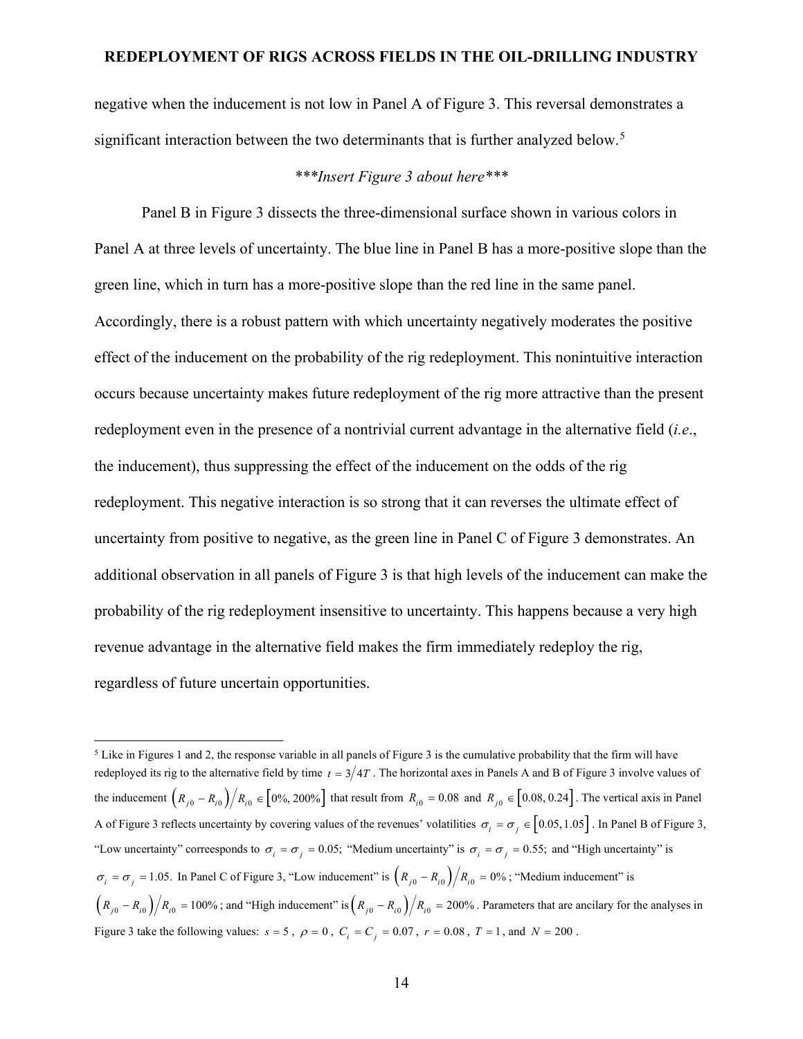negative when the inducement is not low in Panel A of Figure 3. This reversal demonstrates a significant interaction between the two determinants that is further analyzed below.[5]

*\*\*\*Insert Figure 3 about here\*\*\**

Panel B in Figure 3 dissects the three-dimensional surface shown in various colors in Panel A at three levels of uncertainty. The blue line in Panel B has a more-positive slope than the green line, which in turn has a more-positive slope than the red line in the same panel. Accordingly, there is a robust pattern with which uncertainty negatively moderates the positive effect of the inducement on the probability of the rig redeployment. This nonintuitive interaction occurs because uncertainty makes future redeployment of the rig more attractive than the present redeployment even in the presence of a nontrivial current advantage in the alternative field (*i.e.*, the inducement), thus suppressing the effect of the inducement on the odds of the rig redeployment. This negative interaction is so strong that it can reverses the ultimate effect of uncertainty from positive to negative, as the green line in Panel C of Figure 3 demonstrates. An additional observation in all panels of Figure 3 is that high levels of the inducement can make the probability of the rig redeployment insensitive to uncertainty. This happens because a very high revenue advantage in the alternative field makes the firm immediately redeploy the rig, regardless of future uncertain opportunities.

---

[5] Like in Figures 1 and 2, the response variable in all panels of Figure 3 is the cumulative probability that the firm will have redeployed its rig to the alternative field by time $t = 3/4T$ . The horizontal axes in Panels A and B of Figure 3 involve values of the inducement $\left(R_{j0} - R_{i0}\right)/R_{i0} \in \left[0\%, 200\%\right]$ that result from $R_{i0} = 0.08$ and $R_{j0} \in \left[0.08, 0.24\right]$. The vertical axis in Panel A of Figure 3 reflects uncertainty by covering values of the revenues' volatilities $\sigma_i = \sigma_j \in \left[0.05, 1.05\right]$. In Panel B of Figure 3, "Low uncertainty" correesponds to $\sigma_i = \sigma_j = 0.05;$ "Medium uncertainty" is $\sigma_i = \sigma_j = 0.55;$ and "High uncertainty" is $\sigma_i = \sigma_j = 1.05.$ In Panel C of Figure 3, "Low inducement" is $\left(R_{j0} - R_{i0}\right)/R_{i0} = 0\%$ ; "Medium inducement" is $\left(R_{j0} - R_{i0}\right)/R_{i0} = 100\%$ ; and "High inducement" is $\left(R_{j0} - R_{i0}\right)/R_{i0} = 200\%$ . Parameters that are ancilary for the analyses in Figure 3 take the following values: $s = 5$ , $\rho = 0$ , $C_i = C_j = 0.07$ , $r = 0.08$ , $T = 1$ , and $N = 200$ .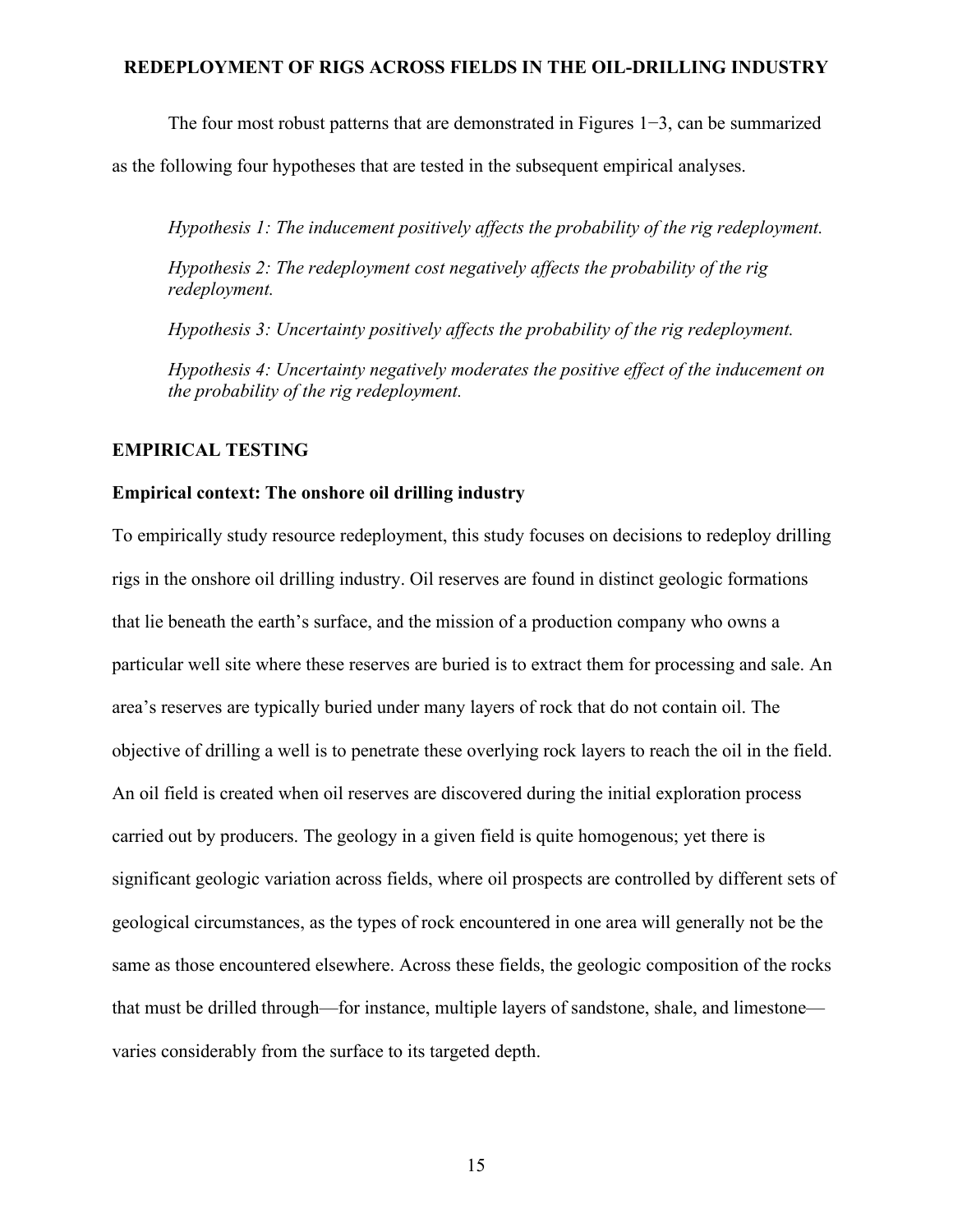The four most robust patterns that are demonstrated in Figures 1−3, can be summarized as the following four hypotheses that are tested in the subsequent empirical analyses.

*Hypothesis 1: The inducement positively affects the probability of the rig redeployment.*

*Hypothesis 2: The redeployment cost negatively affects the probability of the rig redeployment.*

*Hypothesis 3: Uncertainty positively affects the probability of the rig redeployment.*

*Hypothesis 4: Uncertainty negatively moderates the positive effect of the inducement on the probability of the rig redeployment.*

## EMPIRICAL TESTING

### Empirical context: The onshore oil drilling industry

To empirically study resource redeployment, this study focuses on decisions to redeploy drilling rigs in the onshore oil drilling industry. Oil reserves are found in distinct geologic formations that lie beneath the earth's surface, and the mission of a production company who owns a particular well site where these reserves are buried is to extract them for processing and sale. An area's reserves are typically buried under many layers of rock that do not contain oil. The objective of drilling a well is to penetrate these overlying rock layers to reach the oil in the field. An oil field is created when oil reserves are discovered during the initial exploration process carried out by producers. The geology in a given field is quite homogenous; yet there is significant geologic variation across fields, where oil prospects are controlled by different sets of geological circumstances, as the types of rock encountered in one area will generally not be the same as those encountered elsewhere. Across these fields, the geologic composition of the rocks that must be drilled through—for instance, multiple layers of sandstone, shale, and limestone—varies considerably from the surface to its targeted depth.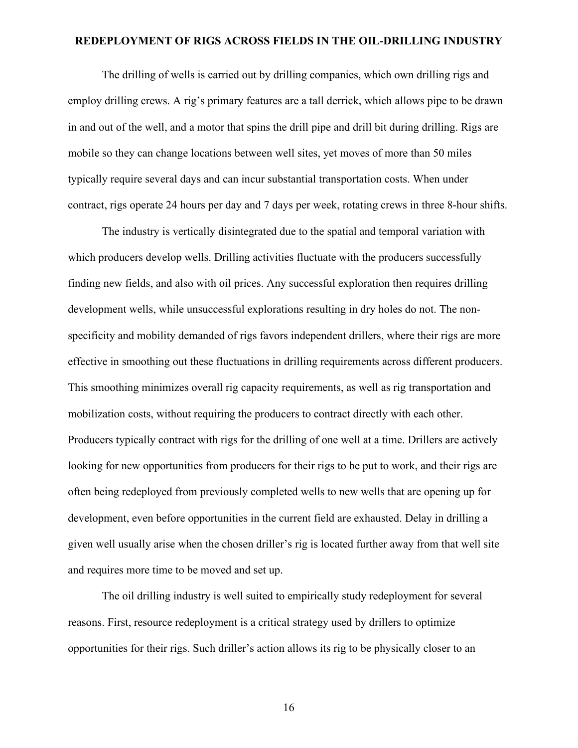## REDEPLOYMENT OF RIGS ACROSS FIELDS IN THE OIL-DRILLING INDUSTRY

The drilling of wells is carried out by drilling companies, which own drilling rigs and employ drilling crews. A rig's primary features are a tall derrick, which allows pipe to be drawn in and out of the well, and a motor that spins the drill pipe and drill bit during drilling. Rigs are mobile so they can change locations between well sites, yet moves of more than 50 miles typically require several days and can incur substantial transportation costs. When under contract, rigs operate 24 hours per day and 7 days per week, rotating crews in three 8-hour shifts.

The industry is vertically disintegrated due to the spatial and temporal variation with which producers develop wells. Drilling activities fluctuate with the producers successfully finding new fields, and also with oil prices. Any successful exploration then requires drilling development wells, while unsuccessful explorations resulting in dry holes do not. The non-specificity and mobility demanded of rigs favors independent drillers, where their rigs are more effective in smoothing out these fluctuations in drilling requirements across different producers. This smoothing minimizes overall rig capacity requirements, as well as rig transportation and mobilization costs, without requiring the producers to contract directly with each other. Producers typically contract with rigs for the drilling of one well at a time. Drillers are actively looking for new opportunities from producers for their rigs to be put to work, and their rigs are often being redeployed from previously completed wells to new wells that are opening up for development, even before opportunities in the current field are exhausted. Delay in drilling a given well usually arise when the chosen driller's rig is located further away from that well site and requires more time to be moved and set up.

The oil drilling industry is well suited to empirically study redeployment for several reasons. First, resource redeployment is a critical strategy used by drillers to optimize opportunities for their rigs. Such driller's action allows its rig to be physically closer to an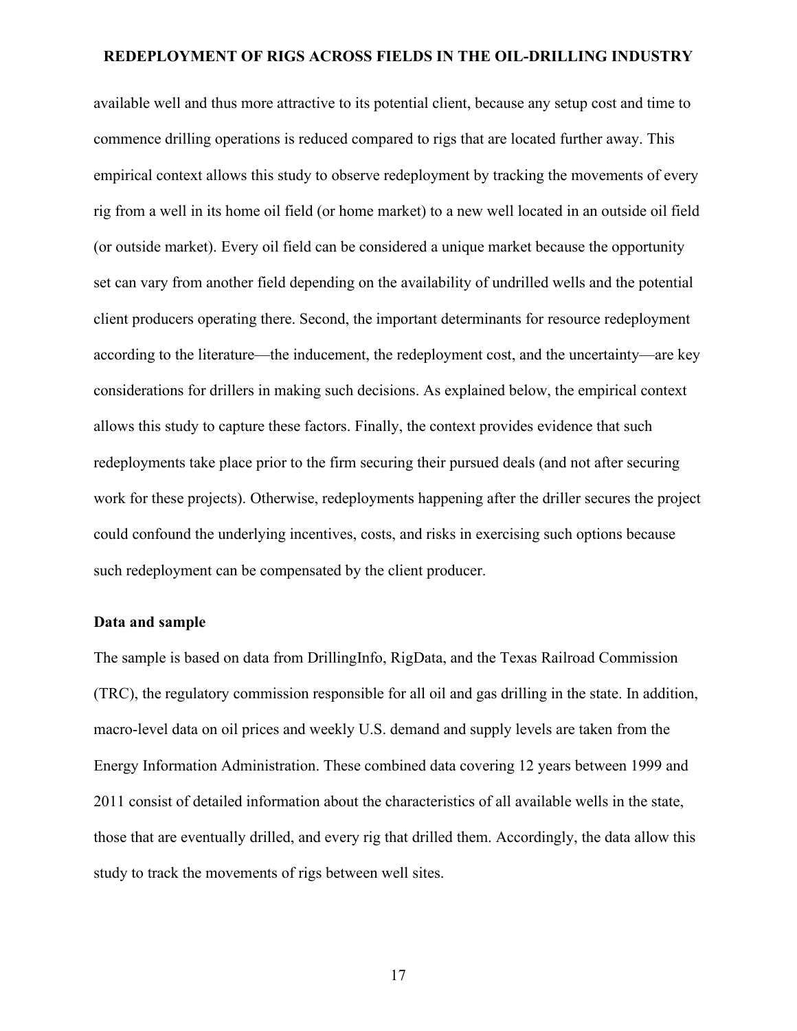available well and thus more attractive to its potential client, because any setup cost and time to commence drilling operations is reduced compared to rigs that are located further away. This empirical context allows this study to observe redeployment by tracking the movements of every rig from a well in its home oil field (or home market) to a new well located in an outside oil field (or outside market). Every oil field can be considered a unique market because the opportunity set can vary from another field depending on the availability of undrilled wells and the potential client producers operating there. Second, the important determinants for resource redeployment according to the literature—the inducement, the redeployment cost, and the uncertainty—are key considerations for drillers in making such decisions. As explained below, the empirical context allows this study to capture these factors. Finally, the context provides evidence that such redeployments take place prior to the firm securing their pursued deals (and not after securing work for these projects). Otherwise, redeployments happening after the driller secures the project could confound the underlying incentives, costs, and risks in exercising such options because such redeployment can be compensated by the client producer.

### Data and sample

The sample is based on data from DrillingInfo, RigData, and the Texas Railroad Commission (TRC), the regulatory commission responsible for all oil and gas drilling in the state. In addition, macro-level data on oil prices and weekly U.S. demand and supply levels are taken from the Energy Information Administration. These combined data covering 12 years between 1999 and 2011 consist of detailed information about the characteristics of all available wells in the state, those that are eventually drilled, and every rig that drilled them. Accordingly, the data allow this study to track the movements of rigs between well sites.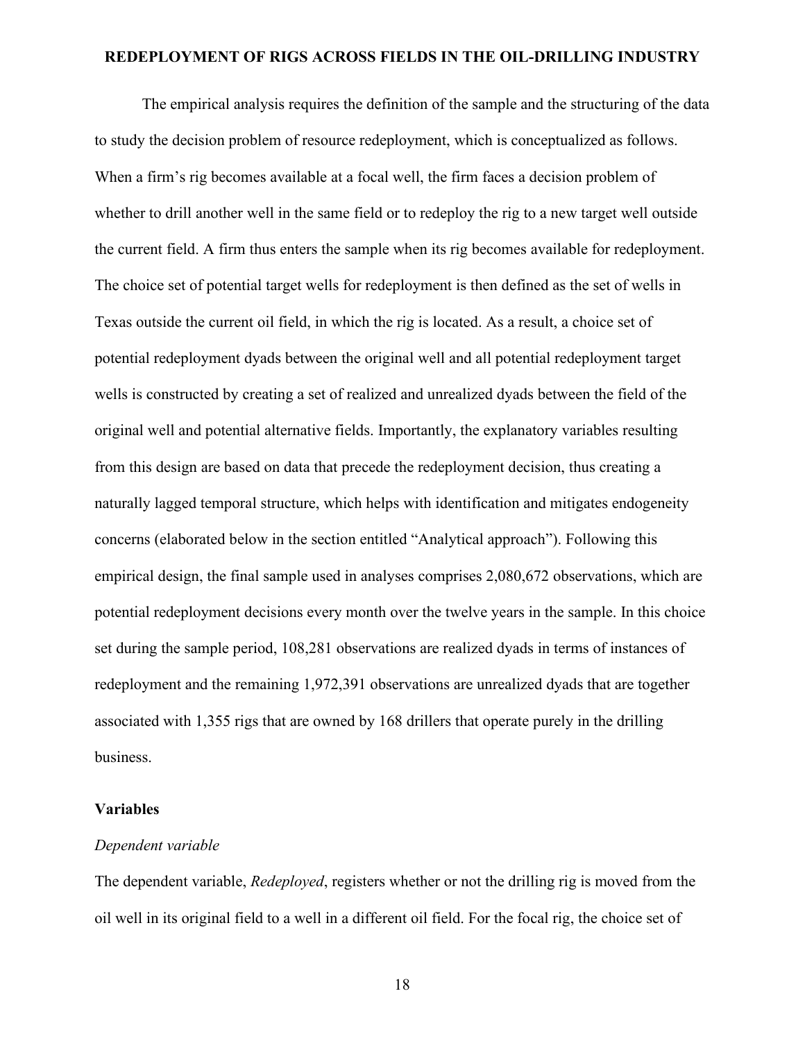The empirical analysis requires the definition of the sample and the structuring of the data to study the decision problem of resource redeployment, which is conceptualized as follows. When a firm's rig becomes available at a focal well, the firm faces a decision problem of whether to drill another well in the same field or to redeploy the rig to a new target well outside the current field. A firm thus enters the sample when its rig becomes available for redeployment. The choice set of potential target wells for redeployment is then defined as the set of wells in Texas outside the current oil field, in which the rig is located. As a result, a choice set of potential redeployment dyads between the original well and all potential redeployment target wells is constructed by creating a set of realized and unrealized dyads between the field of the original well and potential alternative fields. Importantly, the explanatory variables resulting from this design are based on data that precede the redeployment decision, thus creating a naturally lagged temporal structure, which helps with identification and mitigates endogeneity concerns (elaborated below in the section entitled "Analytical approach"). Following this empirical design, the final sample used in analyses comprises 2,080,672 observations, which are potential redeployment decisions every month over the twelve years in the sample. In this choice set during the sample period, 108,281 observations are realized dyads in terms of instances of redeployment and the remaining 1,972,391 observations are unrealized dyads that are together associated with 1,355 rigs that are owned by 168 drillers that operate purely in the drilling business.

## Variables

### *Dependent variable*

The dependent variable, *Redeployed*, registers whether or not the drilling rig is moved from the oil well in its original field to a well in a different oil field. For the focal rig, the choice set of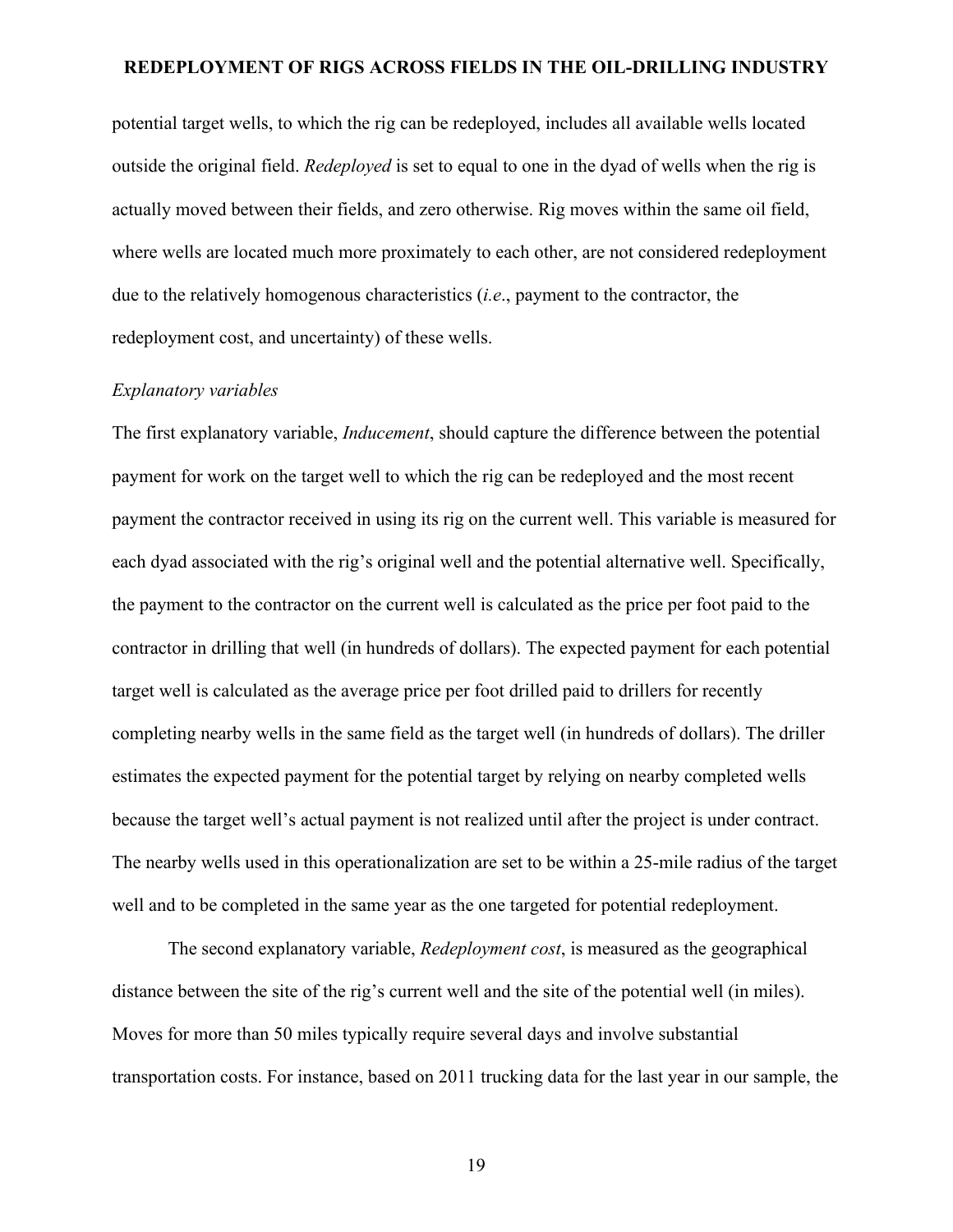potential target wells, to which the rig can be redeployed, includes all available wells located outside the original field. *Redeployed* is set to equal to one in the dyad of wells when the rig is actually moved between their fields, and zero otherwise. Rig moves within the same oil field, where wells are located much more proximately to each other, are not considered redeployment due to the relatively homogenous characteristics (*i.e*., payment to the contractor, the redeployment cost, and uncertainty) of these wells.

*Explanatory variables*

The first explanatory variable, *Inducement*, should capture the difference between the potential payment for work on the target well to which the rig can be redeployed and the most recent payment the contractor received in using its rig on the current well. This variable is measured for each dyad associated with the rig's original well and the potential alternative well. Specifically, the payment to the contractor on the current well is calculated as the price per foot paid to the contractor in drilling that well (in hundreds of dollars). The expected payment for each potential target well is calculated as the average price per foot drilled paid to drillers for recently completing nearby wells in the same field as the target well (in hundreds of dollars). The driller estimates the expected payment for the potential target by relying on nearby completed wells because the target well's actual payment is not realized until after the project is under contract. The nearby wells used in this operationalization are set to be within a 25-mile radius of the target well and to be completed in the same year as the one targeted for potential redeployment.

The second explanatory variable, *Redeployment cost*, is measured as the geographical distance between the site of the rig's current well and the site of the potential well (in miles). Moves for more than 50 miles typically require several days and involve substantial transportation costs. For instance, based on 2011 trucking data for the last year in our sample, the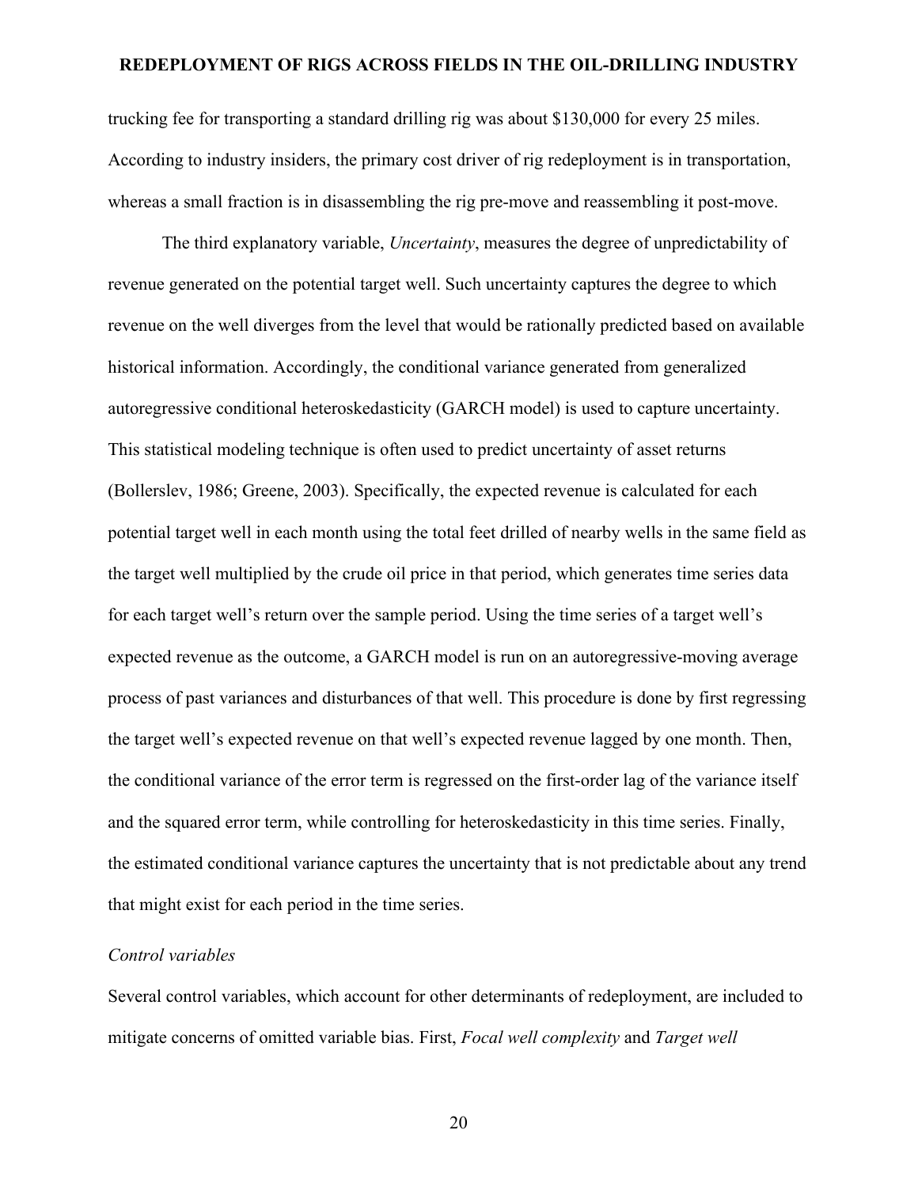trucking fee for transporting a standard drilling rig was about $130,000 for every 25 miles. According to industry insiders, the primary cost driver of rig redeployment is in transportation, whereas a small fraction is in disassembling the rig pre-move and reassembling it post-move.

The third explanatory variable, *Uncertainty*, measures the degree of unpredictability of revenue generated on the potential target well. Such uncertainty captures the degree to which revenue on the well diverges from the level that would be rationally predicted based on available historical information. Accordingly, the conditional variance generated from generalized autoregressive conditional heteroskedasticity (GARCH model) is used to capture uncertainty. This statistical modeling technique is often used to predict uncertainty of asset returns (Bollerslev, 1986; Greene, 2003). Specifically, the expected revenue is calculated for each potential target well in each month using the total feet drilled of nearby wells in the same field as the target well multiplied by the crude oil price in that period, which generates time series data for each target well's return over the sample period. Using the time series of a target well's expected revenue as the outcome, a GARCH model is run on an autoregressive-moving average process of past variances and disturbances of that well. This procedure is done by first regressing the target well's expected revenue on that well's expected revenue lagged by one month. Then, the conditional variance of the error term is regressed on the first-order lag of the variance itself and the squared error term, while controlling for heteroskedasticity in this time series. Finally, the estimated conditional variance captures the uncertainty that is not predictable about any trend that might exist for each period in the time series.

*Control variables*

Several control variables, which account for other determinants of redeployment, are included to mitigate concerns of omitted variable bias. First, *Focal well complexity* and *Target well*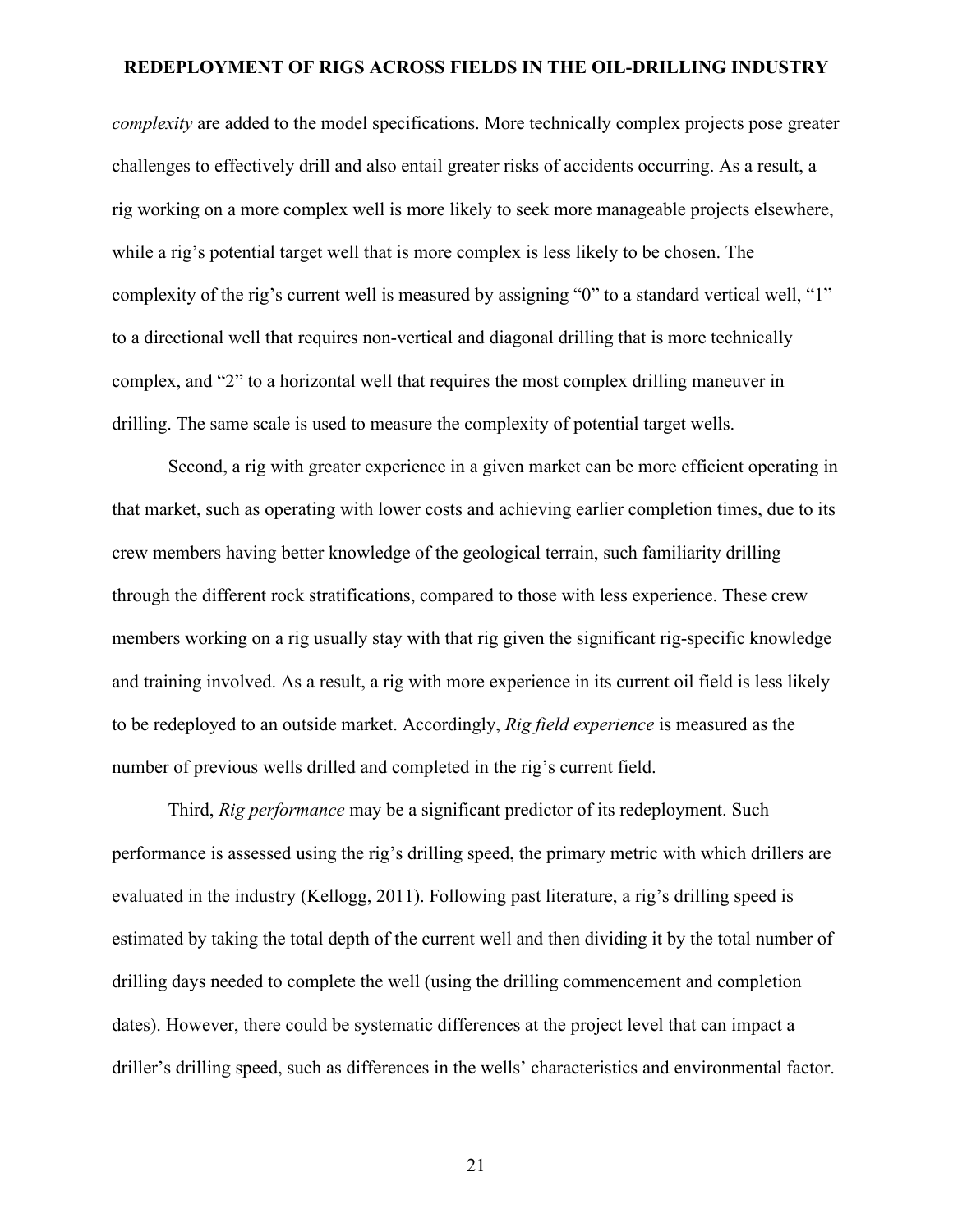*complexity* are added to the model specifications. More technically complex projects pose greater challenges to effectively drill and also entail greater risks of accidents occurring. As a result, a rig working on a more complex well is more likely to seek more manageable projects elsewhere, while a rig's potential target well that is more complex is less likely to be chosen. The complexity of the rig's current well is measured by assigning "0" to a standard vertical well, "1" to a directional well that requires non-vertical and diagonal drilling that is more technically complex, and "2" to a horizontal well that requires the most complex drilling maneuver in drilling. The same scale is used to measure the complexity of potential target wells.

Second, a rig with greater experience in a given market can be more efficient operating in that market, such as operating with lower costs and achieving earlier completion times, due to its crew members having better knowledge of the geological terrain, such familiarity drilling through the different rock stratifications, compared to those with less experience. These crew members working on a rig usually stay with that rig given the significant rig-specific knowledge and training involved. As a result, a rig with more experience in its current oil field is less likely to be redeployed to an outside market. Accordingly, *Rig field experience* is measured as the number of previous wells drilled and completed in the rig's current field.

Third, *Rig performance* may be a significant predictor of its redeployment. Such performance is assessed using the rig's drilling speed, the primary metric with which drillers are evaluated in the industry (Kellogg, 2011). Following past literature, a rig's drilling speed is estimated by taking the total depth of the current well and then dividing it by the total number of drilling days needed to complete the well (using the drilling commencement and completion dates). However, there could be systematic differences at the project level that can impact a driller's drilling speed, such as differences in the wells' characteristics and environmental factor.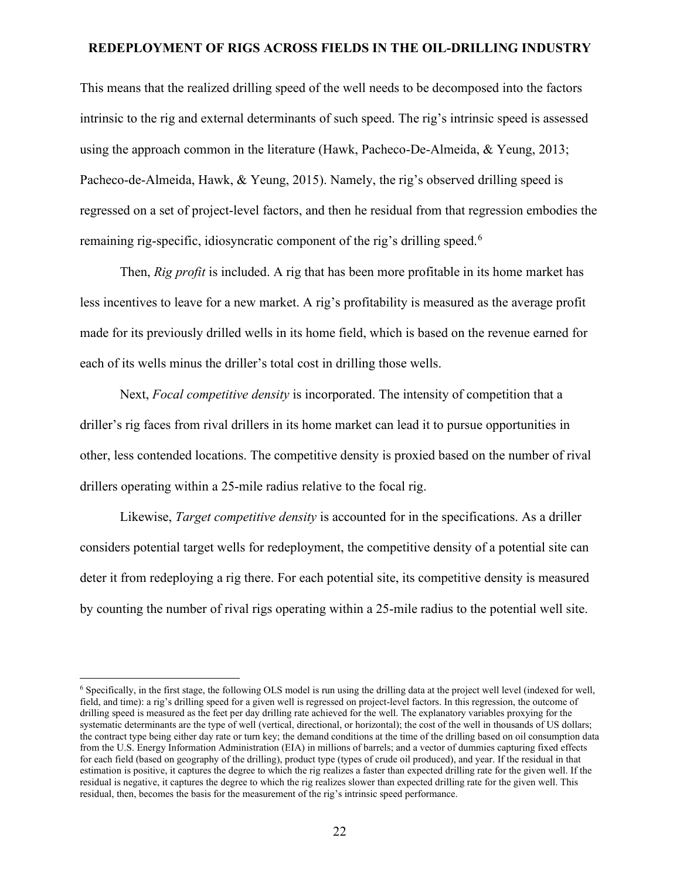This means that the realized drilling speed of the well needs to be decomposed into the factors intrinsic to the rig and external determinants of such speed. The rig's intrinsic speed is assessed using the approach common in the literature (Hawk, Pacheco-De-Almeida, & Yeung, 2013; Pacheco-de-Almeida, Hawk, & Yeung, 2015). Namely, the rig's observed drilling speed is regressed on a set of project-level factors, and then he residual from that regression embodies the remaining rig-specific, idiosyncratic component of the rig's drilling speed.[6]

Then, *Rig profit* is included. A rig that has been more profitable in its home market has less incentives to leave for a new market. A rig's profitability is measured as the average profit made for its previously drilled wells in its home field, which is based on the revenue earned for each of its wells minus the driller's total cost in drilling those wells.

Next, *Focal competitive density* is incorporated. The intensity of competition that a driller's rig faces from rival drillers in its home market can lead it to pursue opportunities in other, less contended locations. The competitive density is proxied based on the number of rival drillers operating within a 25-mile radius relative to the focal rig.

Likewise, *Target competitive density* is accounted for in the specifications. As a driller considers potential target wells for redeployment, the competitive density of a potential site can deter it from redeploying a rig there. For each potential site, its competitive density is measured by counting the number of rival rigs operating within a 25-mile radius to the potential well site.

---

[6] Specifically, in the first stage, the following OLS model is run using the drilling data at the project well level (indexed for well, field, and time): a rig's drilling speed for a given well is regressed on project-level factors. In this regression, the outcome of drilling speed is measured as the feet per day drilling rate achieved for the well. The explanatory variables proxying for the systematic determinants are the type of well (vertical, directional, or horizontal); the cost of the well in thousands of US dollars; the contract type being either day rate or turn key; the demand conditions at the time of the drilling based on oil consumption data from the U.S. Energy Information Administration (EIA) in millions of barrels; and a vector of dummies capturing fixed effects for each field (based on geography of the drilling), product type (types of crude oil produced), and year. If the residual in that estimation is positive, it captures the degree to which the rig realizes a faster than expected drilling rate for the given well. If the residual is negative, it captures the degree to which the rig realizes slower than expected drilling rate for the given well. This residual, then, becomes the basis for the measurement of the rig's intrinsic speed performance.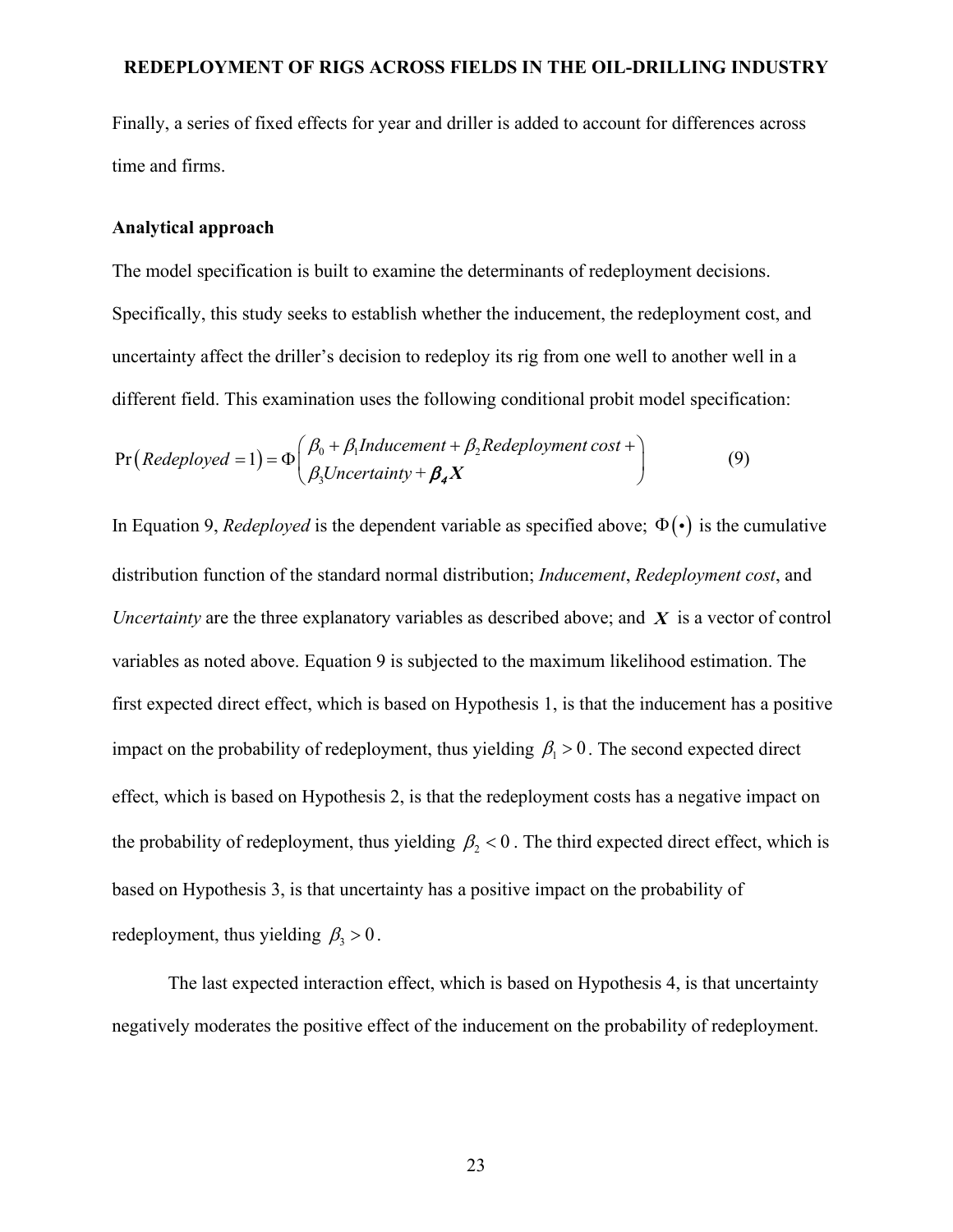Finally, a series of fixed effects for year and driller is added to account for differences across time and firms.

### Analytical approach

The model specification is built to examine the determinants of redeployment decisions. Specifically, this study seeks to establish whether the inducement, the redeployment cost, and uncertainty affect the driller's decision to redeploy its rig from one well to another well in a different field. This examination uses the following conditional probit model specification:

$$\Pr\left(Redeployed = 1\right) = \Phi\begin{pmatrix} \beta_0 + \beta_1 Inducement + \beta_2 Redeployment\ cost + \\ \beta_3 Uncertainty + \boldsymbol{\beta_4 X} \end{pmatrix} \tag{9}$$

In Equation 9, *Redeployed* is the dependent variable as specified above; $\Phi(\bullet)$ is the cumulative distribution function of the standard normal distribution; *Inducement*, *Redeployment cost*, and *Uncertainty* are the three explanatory variables as described above; and $\boldsymbol{X}$ is a vector of control variables as noted above. Equation 9 is subjected to the maximum likelihood estimation. The first expected direct effect, which is based on Hypothesis 1, is that the inducement has a positive impact on the probability of redeployment, thus yielding $\beta_1 > 0$. The second expected direct effect, which is based on Hypothesis 2, is that the redeployment costs has a negative impact on the probability of redeployment, thus yielding $\beta_2 < 0$. The third expected direct effect, which is based on Hypothesis 3, is that uncertainty has a positive impact on the probability of redeployment, thus yielding $\beta_3 > 0$.

The last expected interaction effect, which is based on Hypothesis 4, is that uncertainty negatively moderates the positive effect of the inducement on the probability of redeployment.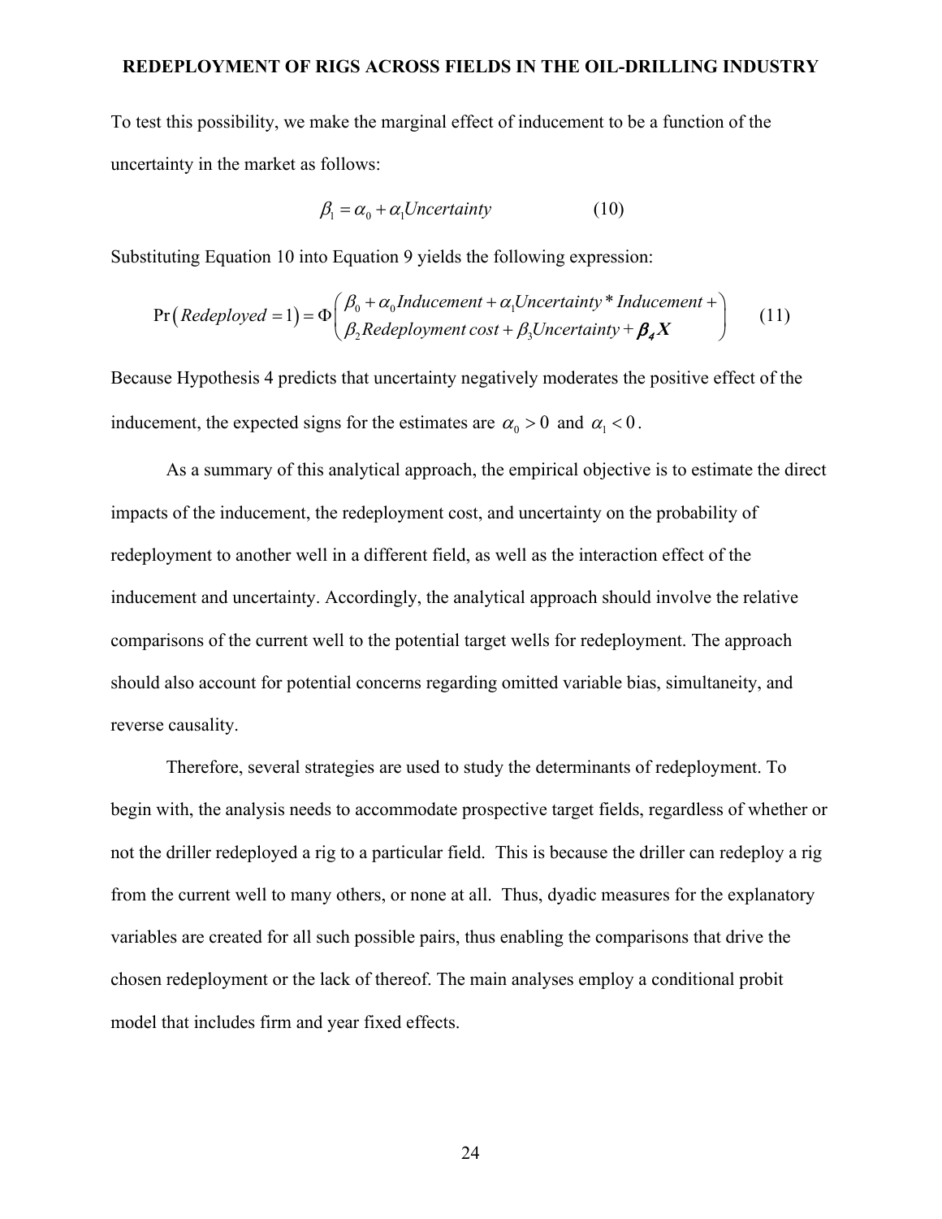To test this possibility, we make the marginal effect of inducement to be a function of the uncertainty in the market as follows:

$$\beta_1 = \alpha_0 + \alpha_1 Uncertainty \tag{10}$$

Substituting Equation 10 into Equation 9 yields the following expression:

$$\Pr\left(Redeployed = 1\right) = \Phi\begin{pmatrix} \beta_0 + \alpha_0 Inducement + \alpha_1 Uncertainty * Inducement + \\ \beta_2 Redeployment\ cost + \beta_3 Uncertainty + \boldsymbol{\beta_4 X} \end{pmatrix} \tag{11}$$

Because Hypothesis 4 predicts that uncertainty negatively moderates the positive effect of the inducement, the expected signs for the estimates are $\alpha_0 > 0$ and $\alpha_1 < 0$.

As a summary of this analytical approach, the empirical objective is to estimate the direct impacts of the inducement, the redeployment cost, and uncertainty on the probability of redeployment to another well in a different field, as well as the interaction effect of the inducement and uncertainty. Accordingly, the analytical approach should involve the relative comparisons of the current well to the potential target wells for redeployment. The approach should also account for potential concerns regarding omitted variable bias, simultaneity, and reverse causality.

Therefore, several strategies are used to study the determinants of redeployment. To begin with, the analysis needs to accommodate prospective target fields, regardless of whether or not the driller redeployed a rig to a particular field. This is because the driller can redeploy a rig from the current well to many others, or none at all. Thus, dyadic measures for the explanatory variables are created for all such possible pairs, thus enabling the comparisons that drive the chosen redeployment or the lack of thereof. The main analyses employ a conditional probit model that includes firm and year fixed effects.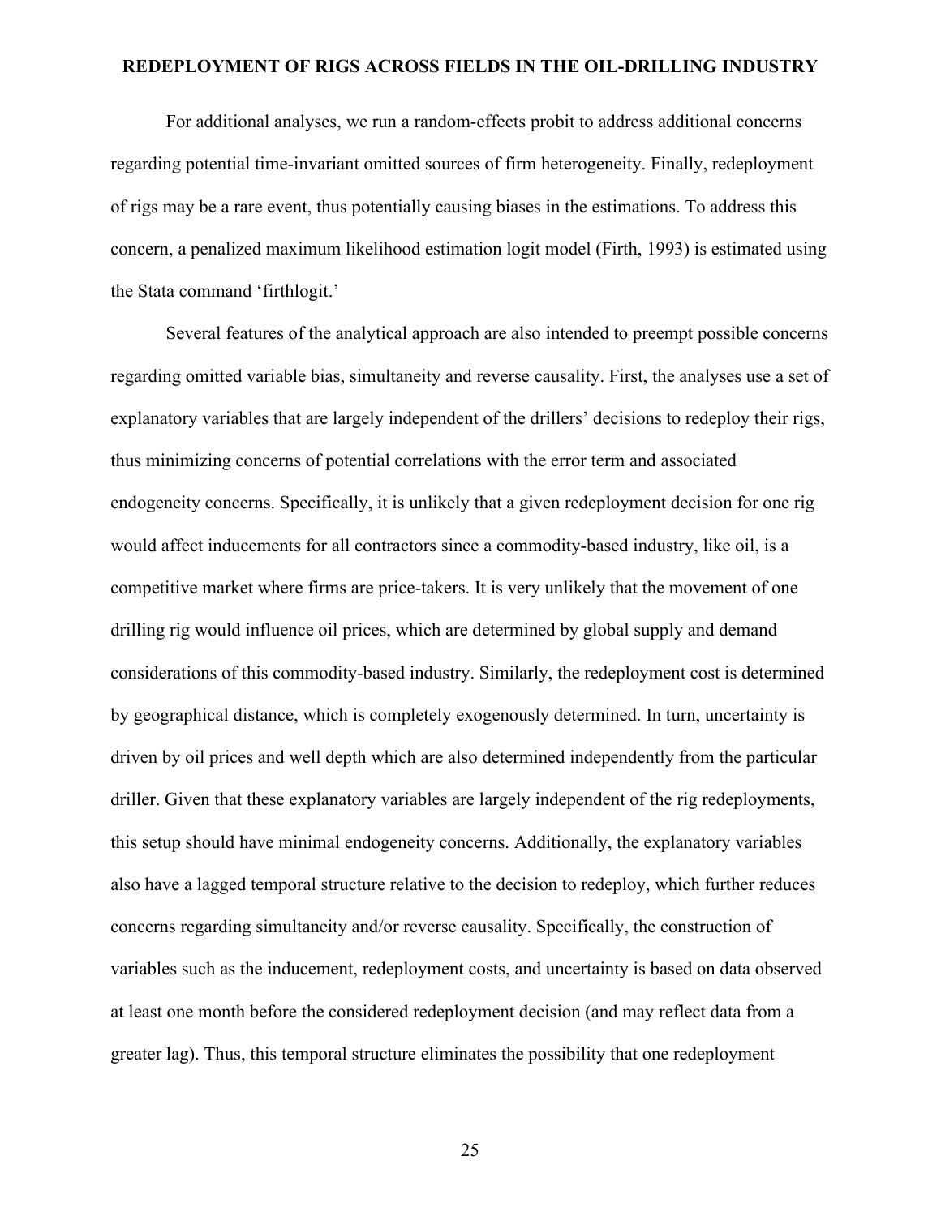For additional analyses, we run a random-effects probit to address additional concerns regarding potential time-invariant omitted sources of firm heterogeneity. Finally, redeployment of rigs may be a rare event, thus potentially causing biases in the estimations. To address this concern, a penalized maximum likelihood estimation logit model (Firth, 1993) is estimated using the Stata command 'firthlogit.'

Several features of the analytical approach are also intended to preempt possible concerns regarding omitted variable bias, simultaneity and reverse causality. First, the analyses use a set of explanatory variables that are largely independent of the drillers' decisions to redeploy their rigs, thus minimizing concerns of potential correlations with the error term and associated endogeneity concerns. Specifically, it is unlikely that a given redeployment decision for one rig would affect inducements for all contractors since a commodity-based industry, like oil, is a competitive market where firms are price-takers. It is very unlikely that the movement of one drilling rig would influence oil prices, which are determined by global supply and demand considerations of this commodity-based industry. Similarly, the redeployment cost is determined by geographical distance, which is completely exogenously determined. In turn, uncertainty is driven by oil prices and well depth which are also determined independently from the particular driller. Given that these explanatory variables are largely independent of the rig redeployments, this setup should have minimal endogeneity concerns. Additionally, the explanatory variables also have a lagged temporal structure relative to the decision to redeploy, which further reduces concerns regarding simultaneity and/or reverse causality. Specifically, the construction of variables such as the inducement, redeployment costs, and uncertainty is based on data observed at least one month before the considered redeployment decision (and may reflect data from a greater lag). Thus, this temporal structure eliminates the possibility that one redeployment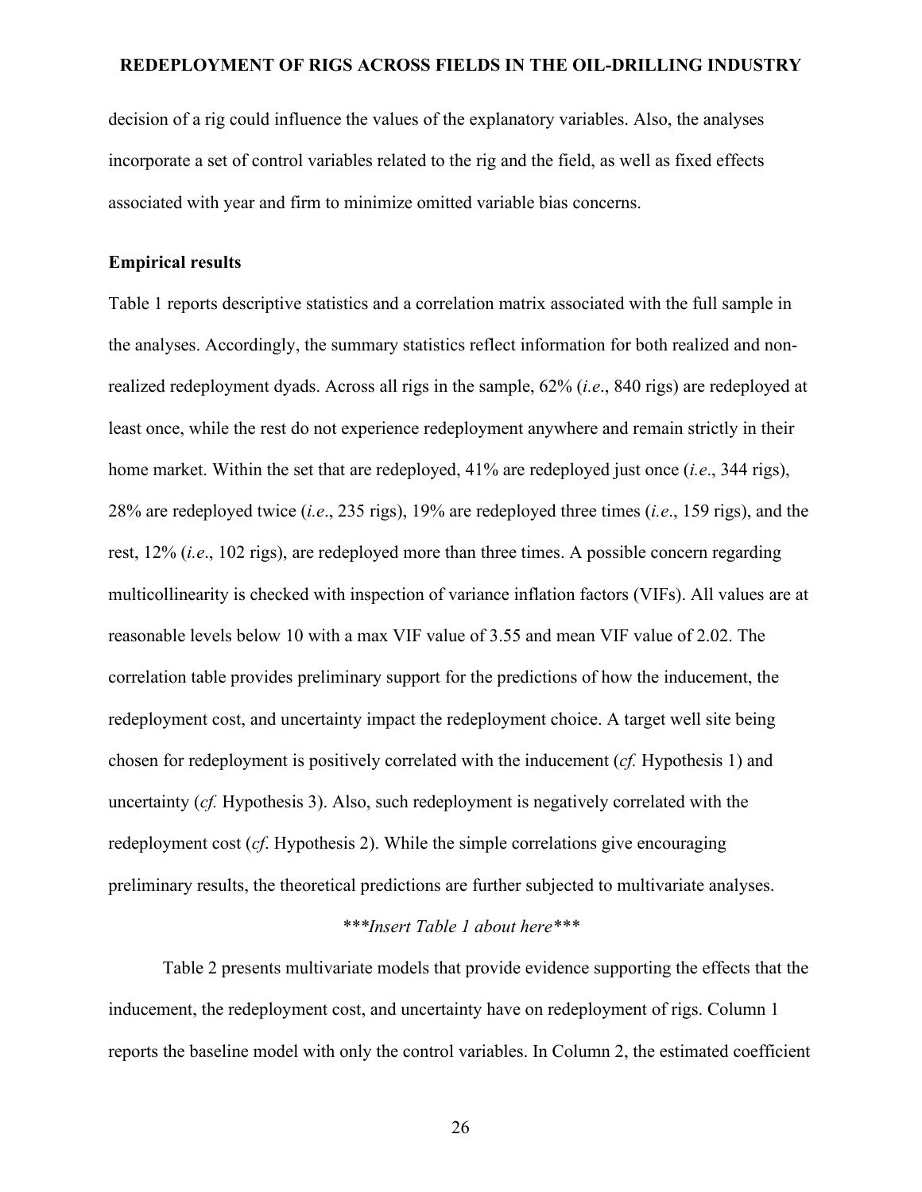decision of a rig could influence the values of the explanatory variables. Also, the analyses incorporate a set of control variables related to the rig and the field, as well as fixed effects associated with year and firm to minimize omitted variable bias concerns.

**Empirical results**

Table 1 reports descriptive statistics and a correlation matrix associated with the full sample in the analyses. Accordingly, the summary statistics reflect information for both realized and non-realized redeployment dyads. Across all rigs in the sample, 62% (*i.e*., 840 rigs) are redeployed at least once, while the rest do not experience redeployment anywhere and remain strictly in their home market. Within the set that are redeployed, 41% are redeployed just once (*i.e*., 344 rigs), 28% are redeployed twice (*i.e*., 235 rigs), 19% are redeployed three times (*i.e*., 159 rigs), and the rest, 12% (*i.e*., 102 rigs), are redeployed more than three times. A possible concern regarding multicollinearity is checked with inspection of variance inflation factors (VIFs). All values are at reasonable levels below 10 with a max VIF value of 3.55 and mean VIF value of 2.02. The correlation table provides preliminary support for the predictions of how the inducement, the redeployment cost, and uncertainty impact the redeployment choice. A target well site being chosen for redeployment is positively correlated with the inducement (*cf.* Hypothesis 1) and uncertainty (*cf.* Hypothesis 3). Also, such redeployment is negatively correlated with the redeployment cost (*cf*. Hypothesis 2). While the simple correlations give encouraging preliminary results, the theoretical predictions are further subjected to multivariate analyses.

*\*\*\*Insert Table 1 about here\*\*\**

Table 2 presents multivariate models that provide evidence supporting the effects that the inducement, the redeployment cost, and uncertainty have on redeployment of rigs. Column 1 reports the baseline model with only the control variables. In Column 2, the estimated coefficient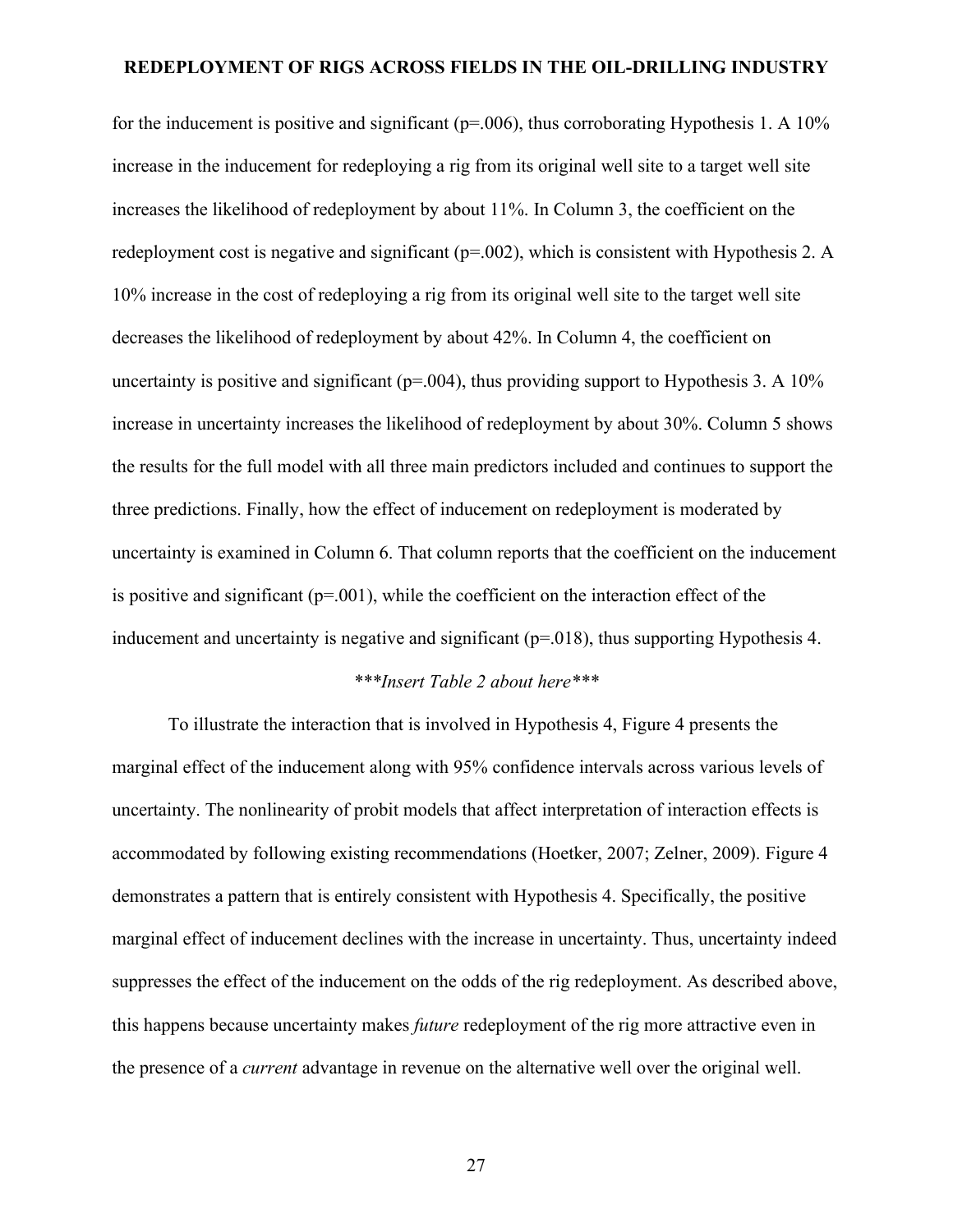for the inducement is positive and significant (p=.006), thus corroborating Hypothesis 1. A 10% increase in the inducement for redeploying a rig from its original well site to a target well site increases the likelihood of redeployment by about 11%. In Column 3, the coefficient on the redeployment cost is negative and significant (p=.002), which is consistent with Hypothesis 2. A 10% increase in the cost of redeploying a rig from its original well site to the target well site decreases the likelihood of redeployment by about 42%. In Column 4, the coefficient on uncertainty is positive and significant (p=.004), thus providing support to Hypothesis 3. A 10% increase in uncertainty increases the likelihood of redeployment by about 30%. Column 5 shows the results for the full model with all three main predictors included and continues to support the three predictions. Finally, how the effect of inducement on redeployment is moderated by uncertainty is examined in Column 6. That column reports that the coefficient on the inducement is positive and significant (p=.001), while the coefficient on the interaction effect of the inducement and uncertainty is negative and significant (p=.018), thus supporting Hypothesis 4.

*\*\*\*Insert Table 2 about here\*\*\**

To illustrate the interaction that is involved in Hypothesis 4, Figure 4 presents the marginal effect of the inducement along with 95% confidence intervals across various levels of uncertainty. The nonlinearity of probit models that affect interpretation of interaction effects is accommodated by following existing recommendations (Hoetker, 2007; Zelner, 2009). Figure 4 demonstrates a pattern that is entirely consistent with Hypothesis 4. Specifically, the positive marginal effect of inducement declines with the increase in uncertainty. Thus, uncertainty indeed suppresses the effect of the inducement on the odds of the rig redeployment. As described above, this happens because uncertainty makes *future* redeployment of the rig more attractive even in the presence of a *current* advantage in revenue on the alternative well over the original well.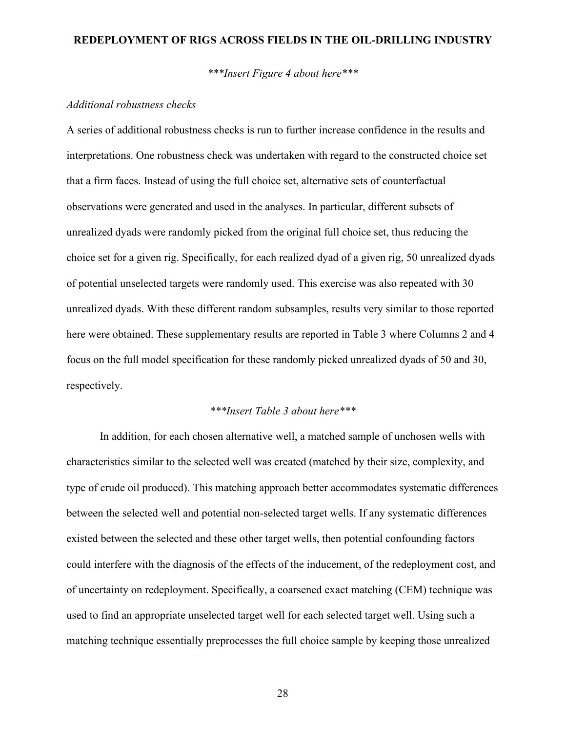\*\*\*Insert Figure 4 about here\*\*\*

*Additional robustness checks*

A series of additional robustness checks is run to further increase confidence in the results and interpretations. One robustness check was undertaken with regard to the constructed choice set that a firm faces. Instead of using the full choice set, alternative sets of counterfactual observations were generated and used in the analyses. In particular, different subsets of unrealized dyads were randomly picked from the original full choice set, thus reducing the choice set for a given rig. Specifically, for each realized dyad of a given rig, 50 unrealized dyads of potential unselected targets were randomly used. This exercise was also repeated with 30 unrealized dyads. With these different random subsamples, results very similar to those reported here were obtained. These supplementary results are reported in Table 3 where Columns 2 and 4 focus on the full model specification for these randomly picked unrealized dyads of 50 and 30, respectively.

\*\*\*Insert Table 3 about here\*\*\*

In addition, for each chosen alternative well, a matched sample of unchosen wells with characteristics similar to the selected well was created (matched by their size, complexity, and type of crude oil produced). This matching approach better accommodates systematic differences between the selected well and potential non-selected target wells. If any systematic differences existed between the selected and these other target wells, then potential confounding factors could interfere with the diagnosis of the effects of the inducement, of the redeployment cost, and of uncertainty on redeployment. Specifically, a coarsened exact matching (CEM) technique was used to find an appropriate unselected target well for each selected target well. Using such a matching technique essentially preprocesses the full choice sample by keeping those unrealized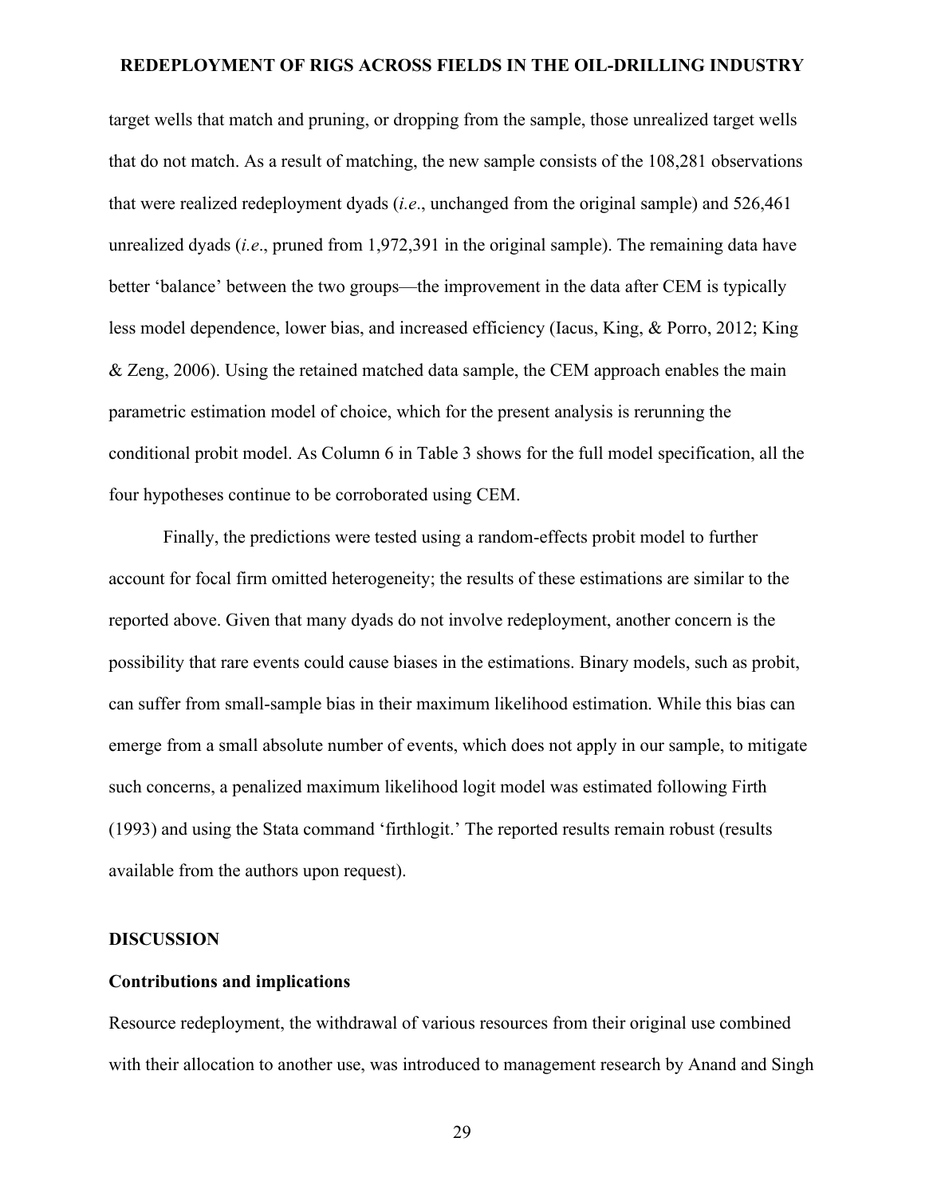target wells that match and pruning, or dropping from the sample, those unrealized target wells that do not match. As a result of matching, the new sample consists of the 108,281 observations that were realized redeployment dyads (*i.e*., unchanged from the original sample) and 526,461 unrealized dyads (*i.e*., pruned from 1,972,391 in the original sample). The remaining data have better 'balance' between the two groups—the improvement in the data after CEM is typically less model dependence, lower bias, and increased efficiency (Iacus, King, & Porro, 2012; King & Zeng, 2006). Using the retained matched data sample, the CEM approach enables the main parametric estimation model of choice, which for the present analysis is rerunning the conditional probit model. As Column 6 in Table 3 shows for the full model specification, all the four hypotheses continue to be corroborated using CEM.

Finally, the predictions were tested using a random-effects probit model to further account for focal firm omitted heterogeneity; the results of these estimations are similar to the reported above. Given that many dyads do not involve redeployment, another concern is the possibility that rare events could cause biases in the estimations. Binary models, such as probit, can suffer from small-sample bias in their maximum likelihood estimation. While this bias can emerge from a small absolute number of events, which does not apply in our sample, to mitigate such concerns, a penalized maximum likelihood logit model was estimated following Firth (1993) and using the Stata command 'firthlogit.' The reported results remain robust (results available from the authors upon request).

## DISCUSSION

### Contributions and implications

Resource redeployment, the withdrawal of various resources from their original use combined with their allocation to another use, was introduced to management research by Anand and Singh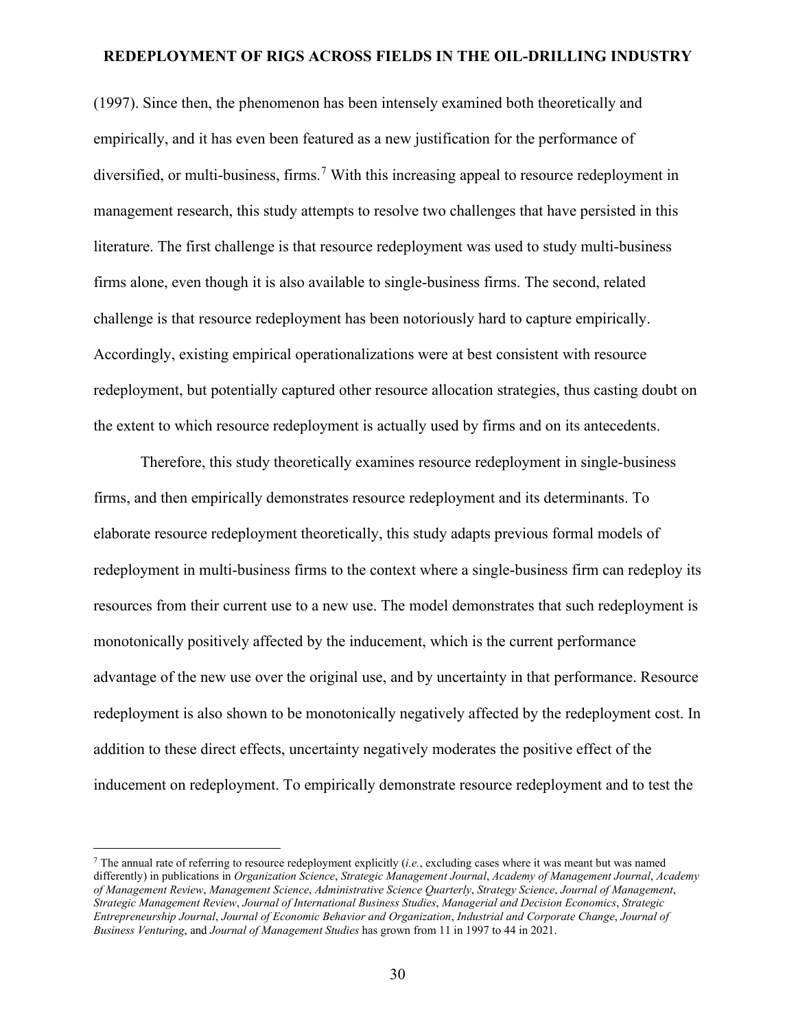(1997). Since then, the phenomenon has been intensely examined both theoretically and empirically, and it has even been featured as a new justification for the performance of diversified, or multi-business, firms.[7] With this increasing appeal to resource redeployment in management research, this study attempts to resolve two challenges that have persisted in this literature. The first challenge is that resource redeployment was used to study multi-business firms alone, even though it is also available to single-business firms. The second, related challenge is that resource redeployment has been notoriously hard to capture empirically. Accordingly, existing empirical operationalizations were at best consistent with resource redeployment, but potentially captured other resource allocation strategies, thus casting doubt on the extent to which resource redeployment is actually used by firms and on its antecedents.

Therefore, this study theoretically examines resource redeployment in single-business firms, and then empirically demonstrates resource redeployment and its determinants. To elaborate resource redeployment theoretically, this study adapts previous formal models of redeployment in multi-business firms to the context where a single-business firm can redeploy its resources from their current use to a new use. The model demonstrates that such redeployment is monotonically positively affected by the inducement, which is the current performance advantage of the new use over the original use, and by uncertainty in that performance. Resource redeployment is also shown to be monotonically negatively affected by the redeployment cost. In addition to these direct effects, uncertainty negatively moderates the positive effect of the inducement on redeployment. To empirically demonstrate resource redeployment and to test the

---

[7] The annual rate of referring to resource redeployment explicitly (*i.e.*, excluding cases where it was meant but was named differently) in publications in *Organization Science*, *Strategic Management Journal*, *Academy of Management Journal*, *Academy of Management Review*, *Management Science*, *Administrative Science Quarterly*, *Strategy Science*, *Journal of Management*, *Strategic Management Review*, *Journal of International Business Studies*, *Managerial and Decision Economics*, *Strategic Entrepreneurship Journal*, *Journal of Economic Behavior and Organization*, *Industrial and Corporate Change*, *Journal of Business Venturing*, and *Journal of Management Studies* has grown from 11 in 1997 to 44 in 2021.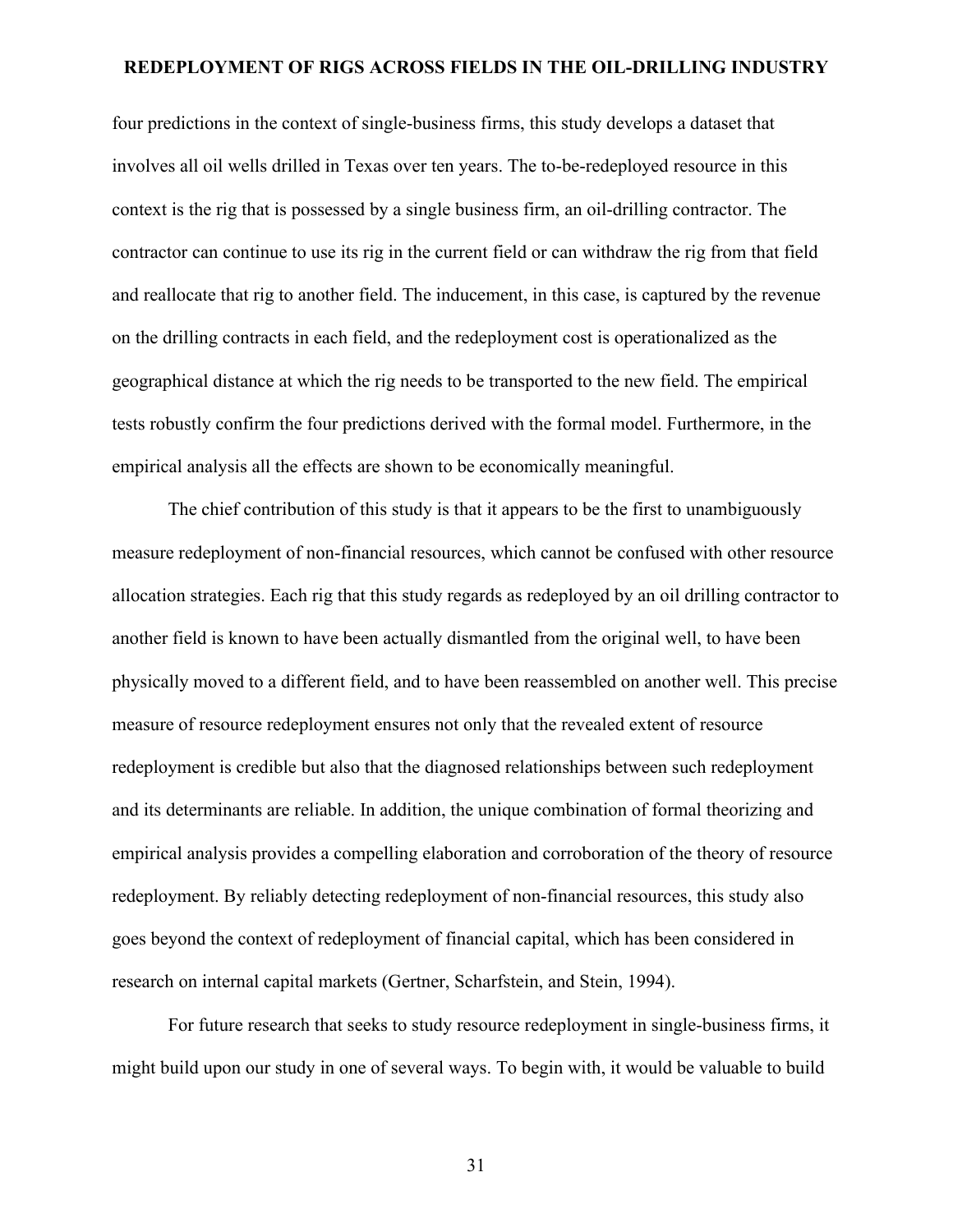four predictions in the context of single-business firms, this study develops a dataset that involves all oil wells drilled in Texas over ten years. The to-be-redeployed resource in this context is the rig that is possessed by a single business firm, an oil-drilling contractor. The contractor can continue to use its rig in the current field or can withdraw the rig from that field and reallocate that rig to another field. The inducement, in this case, is captured by the revenue on the drilling contracts in each field, and the redeployment cost is operationalized as the geographical distance at which the rig needs to be transported to the new field. The empirical tests robustly confirm the four predictions derived with the formal model. Furthermore, in the empirical analysis all the effects are shown to be economically meaningful.

The chief contribution of this study is that it appears to be the first to unambiguously measure redeployment of non-financial resources, which cannot be confused with other resource allocation strategies. Each rig that this study regards as redeployed by an oil drilling contractor to another field is known to have been actually dismantled from the original well, to have been physically moved to a different field, and to have been reassembled on another well. This precise measure of resource redeployment ensures not only that the revealed extent of resource redeployment is credible but also that the diagnosed relationships between such redeployment and its determinants are reliable. In addition, the unique combination of formal theorizing and empirical analysis provides a compelling elaboration and corroboration of the theory of resource redeployment. By reliably detecting redeployment of non-financial resources, this study also goes beyond the context of redeployment of financial capital, which has been considered in research on internal capital markets (Gertner, Scharfstein, and Stein, 1994).

For future research that seeks to study resource redeployment in single-business firms, it might build upon our study in one of several ways. To begin with, it would be valuable to build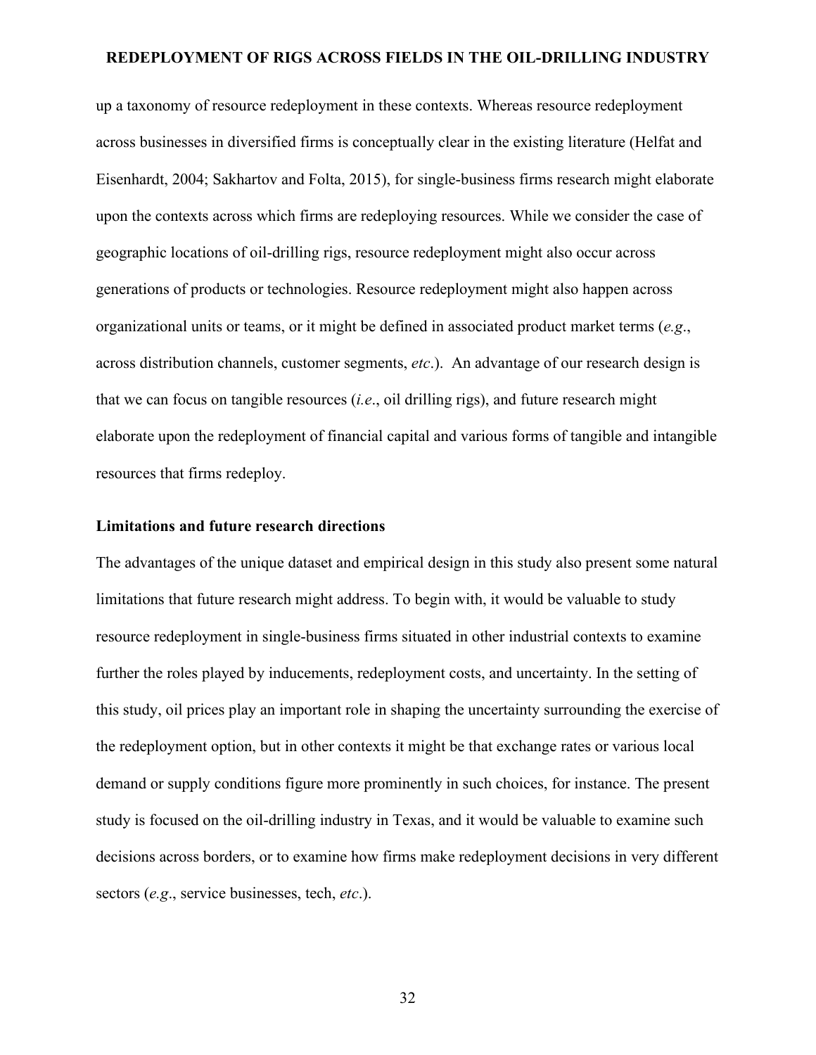up a taxonomy of resource redeployment in these contexts. Whereas resource redeployment across businesses in diversified firms is conceptually clear in the existing literature (Helfat and Eisenhardt, 2004; Sakhartov and Folta, 2015), for single-business firms research might elaborate upon the contexts across which firms are redeploying resources. While we consider the case of geographic locations of oil-drilling rigs, resource redeployment might also occur across generations of products or technologies. Resource redeployment might also happen across organizational units or teams, or it might be defined in associated product market terms (*e.g*., across distribution channels, customer segments, *etc*.). An advantage of our research design is that we can focus on tangible resources (*i.e*., oil drilling rigs), and future research might elaborate upon the redeployment of financial capital and various forms of tangible and intangible resources that firms redeploy.

**Limitations and future research directions**

The advantages of the unique dataset and empirical design in this study also present some natural limitations that future research might address. To begin with, it would be valuable to study resource redeployment in single-business firms situated in other industrial contexts to examine further the roles played by inducements, redeployment costs, and uncertainty. In the setting of this study, oil prices play an important role in shaping the uncertainty surrounding the exercise of the redeployment option, but in other contexts it might be that exchange rates or various local demand or supply conditions figure more prominently in such choices, for instance. The present study is focused on the oil-drilling industry in Texas, and it would be valuable to examine such decisions across borders, or to examine how firms make redeployment decisions in very different sectors (*e.g*., service businesses, tech, *etc*.).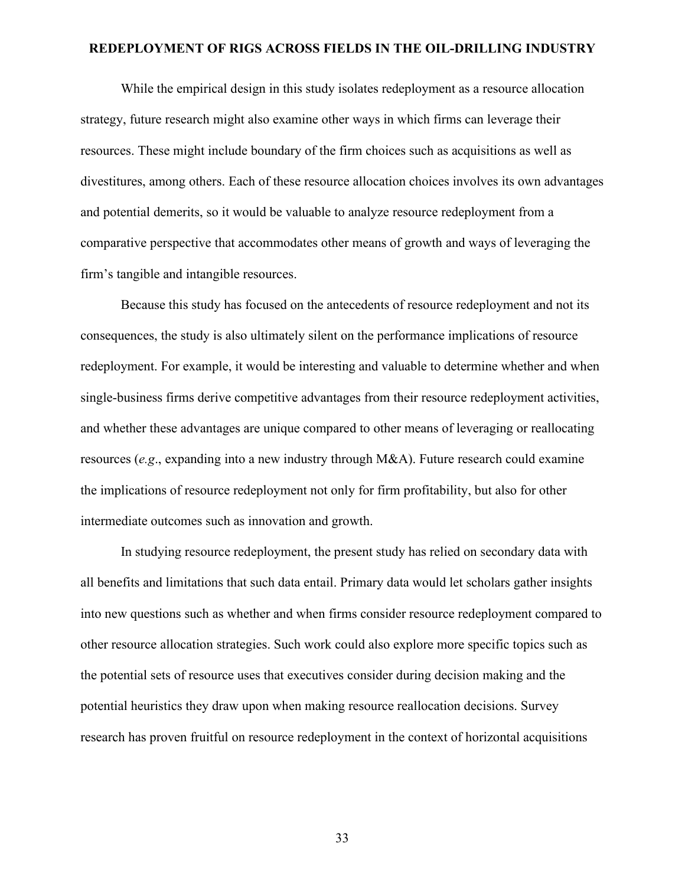While the empirical design in this study isolates redeployment as a resource allocation strategy, future research might also examine other ways in which firms can leverage their resources. These might include boundary of the firm choices such as acquisitions as well as divestitures, among others. Each of these resource allocation choices involves its own advantages and potential demerits, so it would be valuable to analyze resource redeployment from a comparative perspective that accommodates other means of growth and ways of leveraging the firm's tangible and intangible resources.

Because this study has focused on the antecedents of resource redeployment and not its consequences, the study is also ultimately silent on the performance implications of resource redeployment. For example, it would be interesting and valuable to determine whether and when single-business firms derive competitive advantages from their resource redeployment activities, and whether these advantages are unique compared to other means of leveraging or reallocating resources (*e.g*., expanding into a new industry through M&A). Future research could examine the implications of resource redeployment not only for firm profitability, but also for other intermediate outcomes such as innovation and growth.

In studying resource redeployment, the present study has relied on secondary data with all benefits and limitations that such data entail. Primary data would let scholars gather insights into new questions such as whether and when firms consider resource redeployment compared to other resource allocation strategies. Such work could also explore more specific topics such as the potential sets of resource uses that executives consider during decision making and the potential heuristics they draw upon when making resource reallocation decisions. Survey research has proven fruitful on resource redeployment in the context of horizontal acquisitions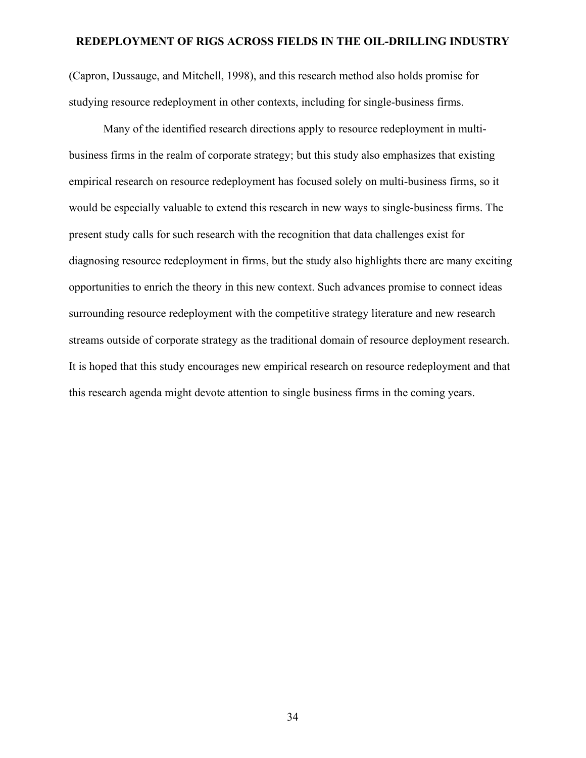(Capron, Dussauge, and Mitchell, 1998), and this research method also holds promise for studying resource redeployment in other contexts, including for single-business firms.

Many of the identified research directions apply to resource redeployment in multi-business firms in the realm of corporate strategy; but this study also emphasizes that existing empirical research on resource redeployment has focused solely on multi-business firms, so it would be especially valuable to extend this research in new ways to single-business firms. The present study calls for such research with the recognition that data challenges exist for diagnosing resource redeployment in firms, but the study also highlights there are many exciting opportunities to enrich the theory in this new context. Such advances promise to connect ideas surrounding resource redeployment with the competitive strategy literature and new research streams outside of corporate strategy as the traditional domain of resource deployment research. It is hoped that this study encourages new empirical research on resource redeployment and that this research agenda might devote attention to single business firms in the coming years.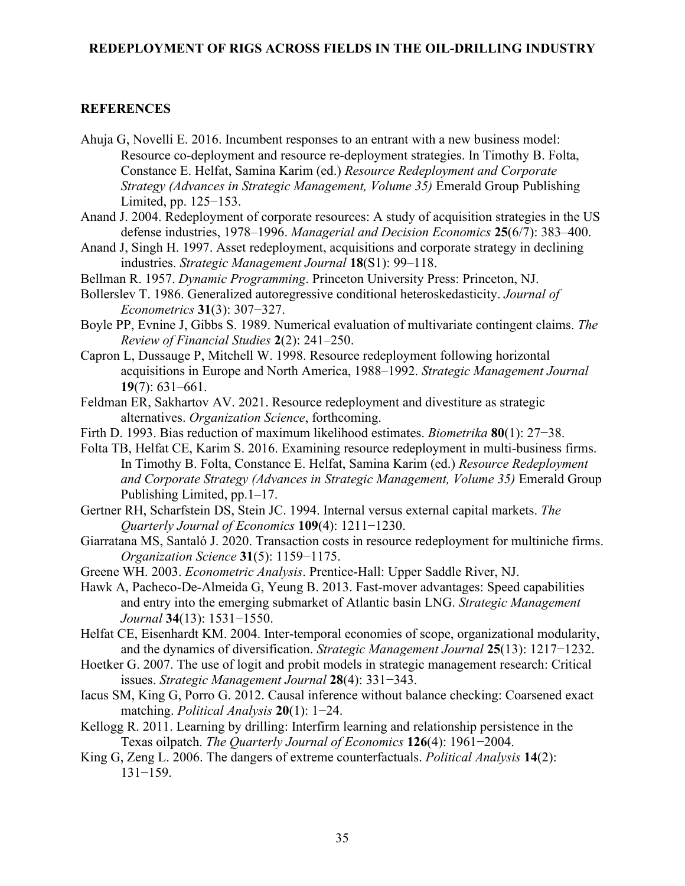## REFERENCES

Ahuja G, Novelli E. 2016. Incumbent responses to an entrant with a new business model: Resource co-deployment and resource re-deployment strategies. In Timothy B. Folta, Constance E. Helfat, Samina Karim (ed.) *Resource Redeployment and Corporate Strategy (Advances in Strategic Management, Volume 35)* Emerald Group Publishing Limited, pp. 125−153.

Anand J. 2004. Redeployment of corporate resources: A study of acquisition strategies in the US defense industries, 1978–1996. *Managerial and Decision Economics* **25**(6/7): 383–400.

Anand J, Singh H. 1997. Asset redeployment, acquisitions and corporate strategy in declining industries. *Strategic Management Journal* **18**(S1): 99–118.

Bellman R. 1957. *Dynamic Programming*. Princeton University Press: Princeton, NJ.

Bollerslev T. 1986. Generalized autoregressive conditional heteroskedasticity. *Journal of Econometrics* **31**(3): 307−327.

Boyle PP, Evnine J, Gibbs S. 1989. Numerical evaluation of multivariate contingent claims. *The Review of Financial Studies* **2**(2): 241–250.

Capron L, Dussauge P, Mitchell W. 1998. Resource redeployment following horizontal acquisitions in Europe and North America, 1988–1992. *Strategic Management Journal* **19**(7): 631–661.

Feldman ER, Sakhartov AV. 2021. Resource redeployment and divestiture as strategic alternatives. *Organization Science*, forthcoming.

Firth D. 1993. Bias reduction of maximum likelihood estimates. *Biometrika* **80**(1): 27−38.

Folta TB, Helfat CE, Karim S. 2016. Examining resource redeployment in multi-business firms. In Timothy B. Folta, Constance E. Helfat, Samina Karim (ed.) *Resource Redeployment and Corporate Strategy (Advances in Strategic Management, Volume 35)* Emerald Group Publishing Limited, pp.1–17.

Gertner RH, Scharfstein DS, Stein JC. 1994. Internal versus external capital markets. *The Quarterly Journal of Economics* **109**(4): 1211−1230.

Giarratana MS, Santaló J. 2020. Transaction costs in resource redeployment for multiniche firms. *Organization Science* **31**(5): 1159−1175.

Greene WH. 2003. *Econometric Analysis*. Prentice-Hall: Upper Saddle River, NJ.

Hawk A, Pacheco-De-Almeida G, Yeung B. 2013. Fast-mover advantages: Speed capabilities and entry into the emerging submarket of Atlantic basin LNG. *Strategic Management Journal* **34**(13): 1531−1550.

Helfat CE, Eisenhardt KM. 2004. Inter-temporal economies of scope, organizational modularity, and the dynamics of diversification. *Strategic Management Journal* **25**(13): 1217−1232.

Hoetker G. 2007. The use of logit and probit models in strategic management research: Critical issues. *Strategic Management Journal* **28**(4): 331−343.

Iacus SM, King G, Porro G. 2012. Causal inference without balance checking: Coarsened exact matching. *Political Analysis* **20**(1): 1−24.

Kellogg R. 2011. Learning by drilling: Interfirm learning and relationship persistence in the Texas oilpatch. *The Quarterly Journal of Economics* **126**(4): 1961−2004.

King G, Zeng L. 2006. The dangers of extreme counterfactuals. *Political Analysis* **14**(2): 131−159.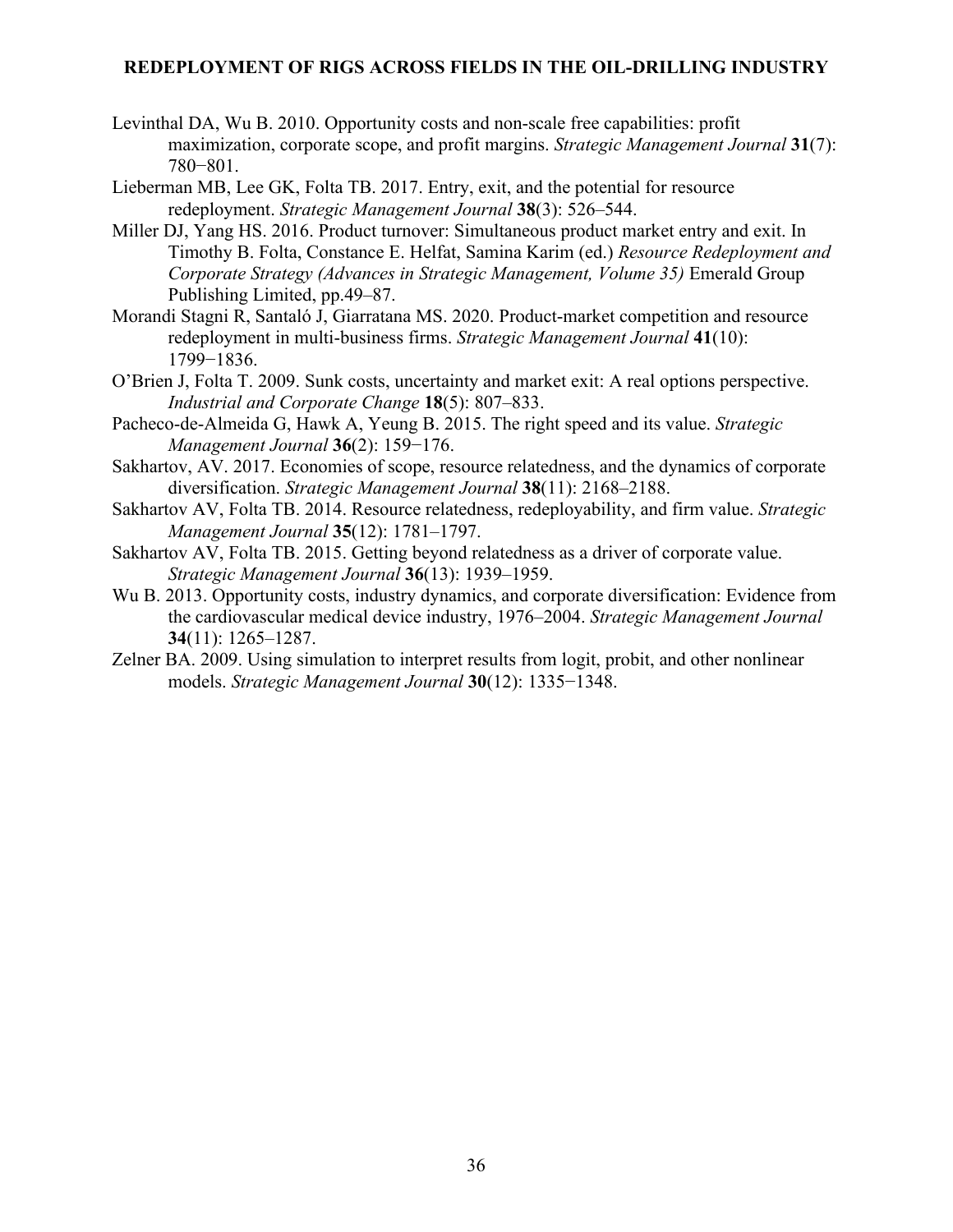Levinthal DA, Wu B. 2010. Opportunity costs and non-scale free capabilities: profit maximization, corporate scope, and profit margins. *Strategic Management Journal* **31**(7): 780−801.

Lieberman MB, Lee GK, Folta TB. 2017. Entry, exit, and the potential for resource redeployment. *Strategic Management Journal* **38**(3): 526–544.

Miller DJ, Yang HS. 2016. Product turnover: Simultaneous product market entry and exit. In Timothy B. Folta, Constance E. Helfat, Samina Karim (ed.) *Resource Redeployment and Corporate Strategy (Advances in Strategic Management, Volume 35)* Emerald Group Publishing Limited, pp.49–87.

Morandi Stagni R, Santaló J, Giarratana MS. 2020. Product-market competition and resource redeployment in multi-business firms. *Strategic Management Journal* **41**(10): 1799−1836.

O'Brien J, Folta T. 2009. Sunk costs, uncertainty and market exit: A real options perspective. *Industrial and Corporate Change* **18**(5): 807–833.

Pacheco-de-Almeida G, Hawk A, Yeung B. 2015. The right speed and its value. *Strategic Management Journal* **36**(2): 159−176.

Sakhartov, AV. 2017. Economies of scope, resource relatedness, and the dynamics of corporate diversification. *Strategic Management Journal* **38**(11): 2168–2188.

Sakhartov AV, Folta TB. 2014. Resource relatedness, redeployability, and firm value. *Strategic Management Journal* **35**(12): 1781–1797.

Sakhartov AV, Folta TB. 2015. Getting beyond relatedness as a driver of corporate value. *Strategic Management Journal* **36**(13): 1939–1959.

Wu B. 2013. Opportunity costs, industry dynamics, and corporate diversification: Evidence from the cardiovascular medical device industry, 1976–2004. *Strategic Management Journal* **34**(11): 1265–1287.

Zelner BA. 2009. Using simulation to interpret results from logit, probit, and other nonlinear models. *Strategic Management Journal* **30**(12): 1335−1348.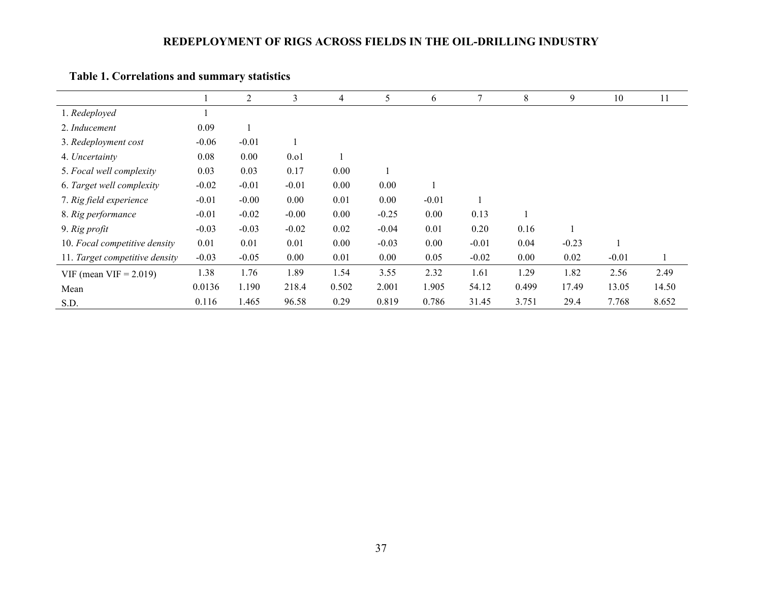**Table 1. Correlations and summary statistics**

| | 1 | 2 | 3 | 4 | 5 | 6 | 7 | 8 | 9 | 10 | 11 |
|---|---|---|---|---|---|---|---|---|---|---|---|
| 1. *Redeployed* | 1 | | | | | | | | | | |
| 2. *Inducement* | 0.09 | 1 | | | | | | | | | |
| 3. *Redeployment cost* | -0.06 | -0.01 | 1 | | | | | | | | |
| 4. *Uncertainty* | 0.08 | 0.00 | 0.o1 | 1 | | | | | | | |
| 5. *Focal well complexity* | 0.03 | 0.03 | 0.17 | 0.00 | 1 | | | | | | |
| 6. *Target well complexity* | -0.02 | -0.01 | -0.01 | 0.00 | 0.00 | 1 | | | | | |
| 7. *Rig field experience* | -0.01 | -0.00 | 0.00 | 0.01 | 0.00 | -0.01 | 1 | | | | |
| 8. *Rig performance* | -0.01 | -0.02 | -0.00 | 0.00 | -0.25 | 0.00 | 0.13 | 1 | | | |
| 9. *Rig profit* | -0.03 | -0.03 | -0.02 | 0.02 | -0.04 | 0.01 | 0.20 | 0.16 | 1 | | |
| 10. *Focal competitive density* | 0.01 | 0.01 | 0.01 | 0.00 | -0.03 | 0.00 | -0.01 | 0.04 | -0.23 | 1 | |
| 11. *Target competitive density* | -0.03 | -0.05 | 0.00 | 0.01 | 0.00 | 0.05 | -0.02 | 0.00 | 0.02 | -0.01 | 1 |
| VIF (mean VIF = 2.019) | 1.38 | 1.76 | 1.89 | 1.54 | 3.55 | 2.32 | 1.61 | 1.29 | 1.82 | 2.56 | 2.49 |
| Mean | 0.0136 | 1.190 | 218.4 | 0.502 | 2.001 | 1.905 | 54.12 | 0.499 | 17.49 | 13.05 | 14.50 |
| S.D. | 0.116 | 1.465 | 96.58 | 0.29 | 0.819 | 0.786 | 31.45 | 3.751 | 29.4 | 7.768 | 8.652 |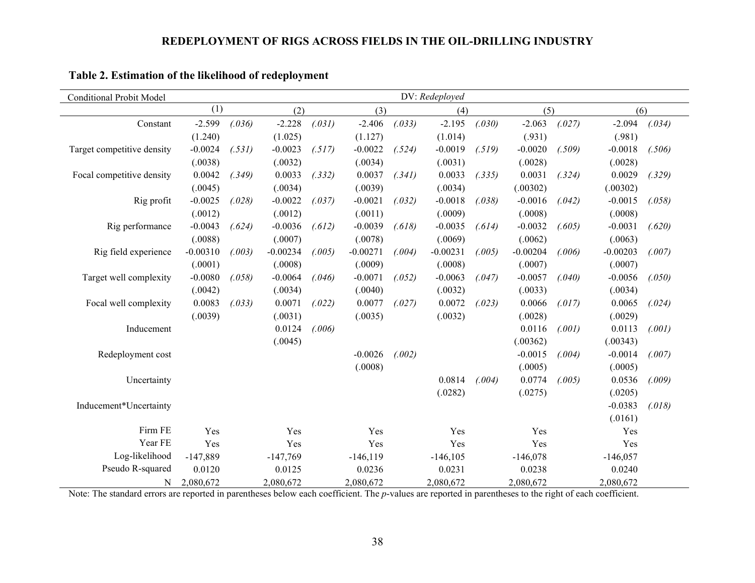**Table 2. Estimation of the likelihood of redeployment**

| Conditional Probit Model | DV: *Redeployed* | | | | | | | | | | | |
|---|---|---|---|---|---|---|---|---|---|---|---|---|
| | (1) | | (2) | | (3) | | (4) | | (5) | | (6) | |
| Constant | -2.599 | *(.036)* | -2.228 | *(.031)* | -2.406 | *(.033)* | -2.195 | *(.030)* | -2.063 | *(.027)* | -2.094 | *(.034)* |
| | (1.240) | | (1.025) | | (1.127) | | (1.014) | | (.931) | | (.981) | |
| Target competitive density | -0.0024 | *(.531)* | -0.0023 | *(.517)* | -0.0022 | *(.524)* | -0.0019 | *(.519)* | -0.0020 | *(.509)* | -0.0018 | *(.506)* |
| | (.0038) | | (.0032) | | (.0034) | | (.0031) | | (.0028) | | (.0028) | |
| Focal competitive density | 0.0042 | *(.349)* | 0.0033 | *(.332)* | 0.0037 | *(.341)* | 0.0033 | *(.335)* | 0.0031 | *(.324)* | 0.0029 | *(.329)* |
| | (.0045) | | (.0034) | | (.0039) | | (.0034) | | (.00302) | | (.00302) | |
| Rig profit | -0.0025 | *(.028)* | -0.0022 | *(.037)* | -0.0021 | *(.032)* | -0.0018 | *(.038)* | -0.0016 | *(.042)* | -0.0015 | *(.058)* |
| | (.0012) | | (.0012) | | (.0011) | | (.0009) | | (.0008) | | (.0008) | |
| Rig performance | -0.0043 | *(.624)* | -0.0036 | *(.612)* | -0.0039 | *(.618)* | -0.0035 | *(.614)* | -0.0032 | *(.605)* | -0.0031 | *(.620)* |
| | (.0088) | | (.0007) | | (.0078) | | (.0069) | | (.0062) | | (.0063) | |
| Rig field experience | -0.00310 | *(.003)* | -0.00234 | *(.005)* | -0.00271 | *(.004)* | -0.00231 | *(.005)* | -0.00204 | *(.006)* | -0.00203 | *(.007)* |
| | (.0001) | | (.0008) | | (.0009) | | (.0008) | | (.0007) | | (.0007) | |
| Target well complexity | -0.0080 | *(.058)* | -0.0064 | *(.046)* | -0.0071 | *(.052)* | -0.0063 | *(.047)* | -0.0057 | *(.040)* | -0.0056 | *(.050)* |
| | (.0042) | | (.0034) | | (.0040) | | (.0032) | | (.0033) | | (.0034) | |
| Focal well complexity | 0.0083 | *(.033)* | 0.0071 | *(.022)* | 0.0077 | *(.027)* | 0.0072 | *(.023)* | 0.0066 | *(.017)* | 0.0065 | *(.024)* |
| | (.0039) | | (.0031) | | (.0035) | | (.0032) | | (.0028) | | (.0029) | |
| Inducement | | | 0.0124 | *(.006)* | | | | | 0.0116 | *(.001)* | 0.0113 | *(.001)* |
| | | | (.0045) | | | | | | (.00362) | | (.00343) | |
| Redeployment cost | | | | | -0.0026 | *(.002)* | | | -0.0015 | *(.004)* | -0.0014 | *(.007)* |
| | | | | | (.0008) | | | | (.0005) | | (.0005) | |
| Uncertainty | | | | | | | 0.0814 | *(.004)* | 0.0774 | *(.005)* | 0.0536 | *(.009)* |
| | | | | | | | (.0282) | | (.0275) | | (.0205) | |
| Inducement*Uncertainty | | | | | | | | | | | -0.0383 | *(.018)* |
| | | | | | | | | | | | (.0161) | |
| Firm FE | Yes | | Yes | | Yes | | Yes | | Yes | | Yes | |
| Year FE | Yes | | Yes | | Yes | | Yes | | Yes | | Yes | |
| Log-likelihood | -147,889 | | -147,769 | | -146,119 | | -146,105 | | -146,078 | | -146,057 | |
| Pseudo R-squared | 0.0120 | | 0.0125 | | 0.0236 | | 0.0231 | | 0.0238 | | 0.0240 | |
| N | 2,080,672 | | 2,080,672 | | 2,080,672 | | 2,080,672 | | 2,080,672 | | 2,080,672 | |

Note: The standard errors are reported in parentheses below each coefficient. The *p*-values are reported in parentheses to the right of each coefficient.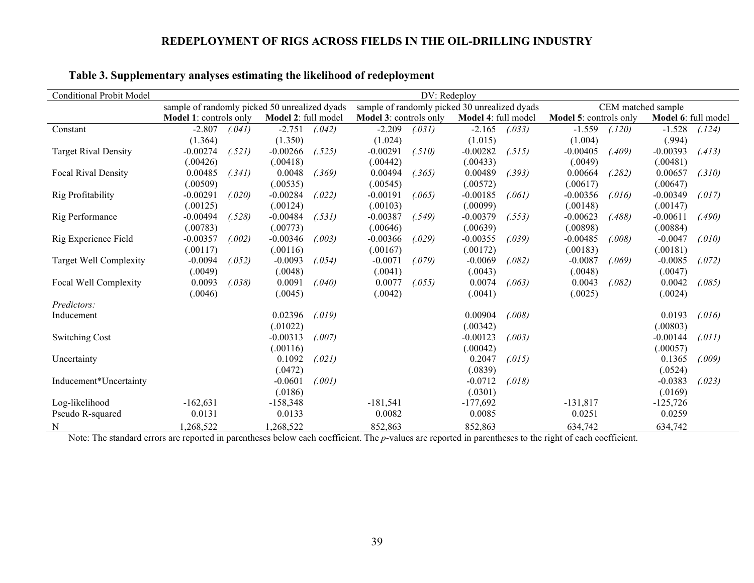**Table 3. Supplementary analyses estimating the likelihood of redeployment**

| Conditional Probit Model | DV: Redeploy | | | | | | | | | | | |
|---|---|---|---|---|---|---|---|---|---|---|---|---|
| | sample of randomly picked 50 unrealized dyads | | | | sample of randomly picked 30 unrealized dyads | | | | CEM matched sample | | | |
| | **Model 1**: controls only | | **Model 2**: full model | | **Model 3**: controls only | | **Model 4**: full model | | **Model 5**: controls only | | **Model 6**: full model | |
| Constant | -2.807 | *(.041)* | -2.751 | *(.042)* | -2.209 | *(.031)* | -2.165 | *(.033)* | -1.559 | *(.120)* | -1.528 | *(.124)* |
| | (1.364) | | (1.350) | | (1.024) | | (1.015) | | (1.004) | | (.994) | |
| Target Rival Density | -0.00274 | *(.521)* | -0.00266 | *(.525)* | -0.00291 | *(.510)* | -0.00282 | *(.515)* | -0.00405 | *(.409)* | -0.00393 | *(.413)* |
| | (.00426) | | (.00418) | | (.00442) | | (.00433) | | (.0049) | | (.00481) | |
| Focal Rival Density | 0.00485 | *(.341)* | 0.0048 | *(.369)* | 0.00494 | *(.365)* | 0.00489 | *(.393)* | 0.00664 | *(.282)* | 0.00657 | *(.310)* |
| | (.00509) | | (.00535) | | (.00545) | | (.00572) | | (.00617) | | (.00647) | |
| Rig Profitability | -0.00291 | *(.020)* | -0.00284 | *(.022)* | -0.00191 | *(.065)* | -0.00185 | *(.061)* | -0.00356 | *(.016)* | -0.00349 | *(.017)* |
| | (.00125) | | (.00124) | | (.00103) | | (.00099) | | (.00148) | | (.00147) | |
| Rig Performance | -0.00494 | *(.528)* | -0.00484 | *(.531)* | -0.00387 | *(.549)* | -0.00379 | *(.553)* | -0.00623 | *(.488)* | -0.00611 | *(.490)* |
| | (.00783) | | (.00773) | | (.00646) | | (.00639) | | (.00898) | | (.00884) | |
| Rig Experience Field | -0.00357 | *(.002)* | -0.00346 | *(.003)* | -0.00366 | *(.029)* | -0.00355 | *(.039)* | -0.00485 | *(.008)* | -0.0047 | *(.010)* |
| | (.00117) | | (.00116) | | (.00167) | | (.00172) | | (.00183) | | (.00181) | |
| Target Well Complexity | -0.0094 | *(.052)* | -0.0093 | *(.054)* | -0.0071 | *(.079)* | -0.0069 | *(.082)* | -0.0087 | *(.069)* | -0.0085 | *(.072)* |
| | (.0049) | | (.0048) | | (.0041) | | (.0043) | | (.0048) | | (.0047) | |
| Focal Well Complexity | 0.0093 | *(.038)* | 0.0091 | *(.040)* | 0.0077 | *(.055)* | 0.0074 | *(.063)* | 0.0043 | *(.082)* | 0.0042 | *(.085)* |
| | (.0046) | | (.0045) | | (.0042) | | (.0041) | | (.0025) | | (.0024) | |
| *Predictors:* | | | | | | | | | | | | |
| Inducement | | | 0.02396 | *(.019)* | | | 0.00904 | *(.008)* | | | 0.0193 | *(.016)* |
| | | | (.01022) | | | | (.00342) | | | | (.00803) | |
| Switching Cost | | | -0.00313 | *(.007)* | | | -0.00123 | *(.003)* | | | -0.00144 | *(.011)* |
| | | | (.00116) | | | | (.00042) | | | | (.00057) | |
| Uncertainty | | | 0.1092 | *(.021)* | | | 0.2047 | *(.015)* | | | 0.1365 | *(.009)* |
| | | | (.0472) | | | | (.0839) | | | | (.0524) | |
| Inducement*Uncertainty | | | -0.0601 | *(.001)* | | | -0.0712 | *(.018)* | | | -0.0383 | *(.023)* |
| | | | (.0186) | | | | (.0301) | | | | (.0169) | |
| Log-likelihood | -162,631 | | -158,348 | | -181,541 | | -177,692 | | -131,817 | | -125,726 | |
| Pseudo R-squared | 0.0131 | | 0.0133 | | 0.0082 | | 0.0085 | | 0.0251 | | 0.0259 | |
| N | 1,268,522 | | 1,268,522 | | 852,863 | | 852,863 | | 634,742 | | 634,742 | |

Note: The standard errors are reported in parentheses below each coefficient. The *p*-values are reported in parentheses to the right of each coefficient.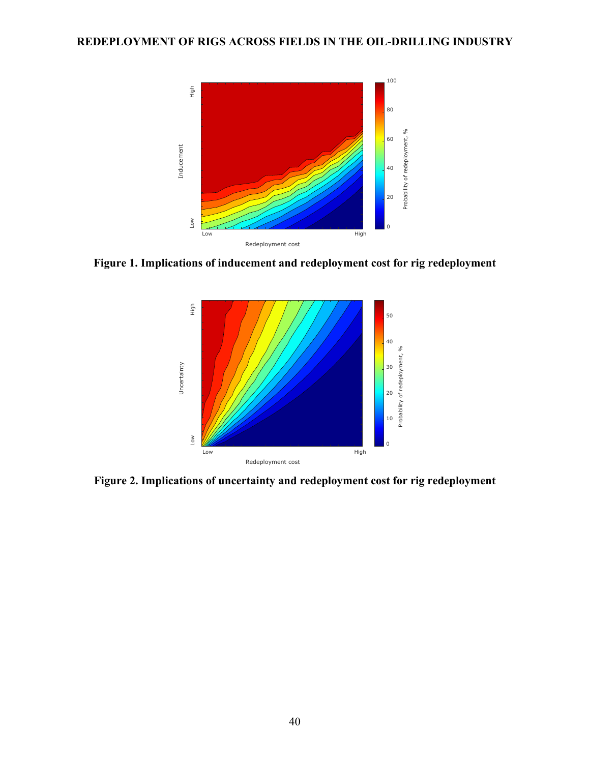**Figure 1. Implications of inducement and redeployment cost for rig redeployment**

**Figure 2. Implications of uncertainty and redeployment cost for rig redeployment**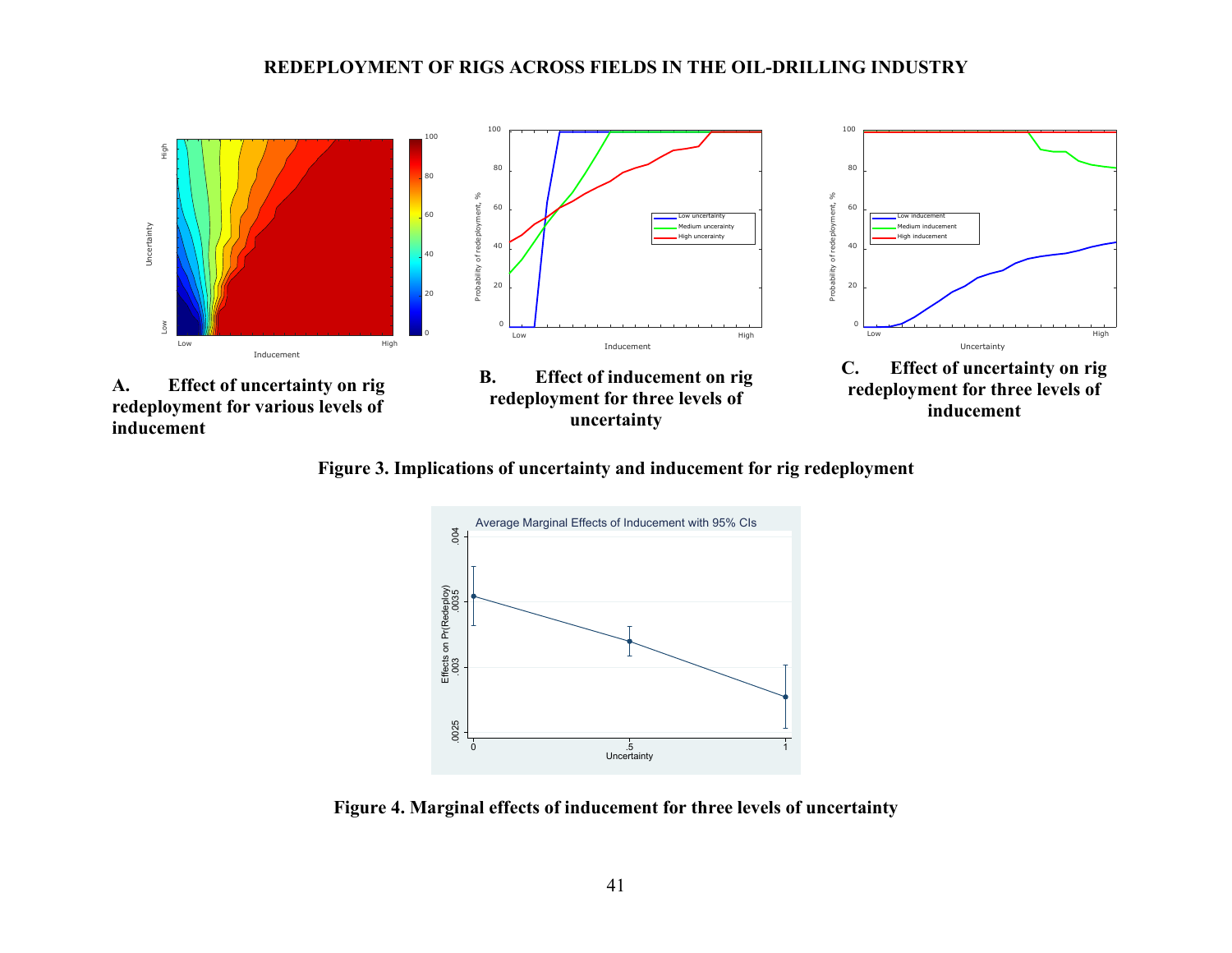REDEPLOYMENT OF RIGS ACROSS FIELDS IN THE OIL-DRILLING INDUSTRY

High

Uncertainty

Low

Low

Inducement

High

100

80

60

40

20

0

**A. Effect of uncertainty on rig redeployment for various levels of inducement**

100

80

60

40

20

0

Probability of redeployment, %

Low

Inducement

High

Low uncertainty

Medium uncerainty

High uncerainty

**B. Effect of inducement on rig redeployment for three levels of uncertainty**

100

80

60

40

20

0

Probability of redeployment, %

Low

Uncertainty

High

Low inducement

Medium inducement

High inducement

**C. Effect of uncertainty on rig redeployment for three levels of inducement**

**Figure 3. Implications of uncertainty and inducement for rig redeployment**

Average Marginal Effects of Inducement with 95% CIs

Effects on Pr(Redeploy)

.004

.0035

.003

.0025

0

.5

1

Uncertainty

**Figure 4. Marginal effects of inducement for three levels of uncertainty**